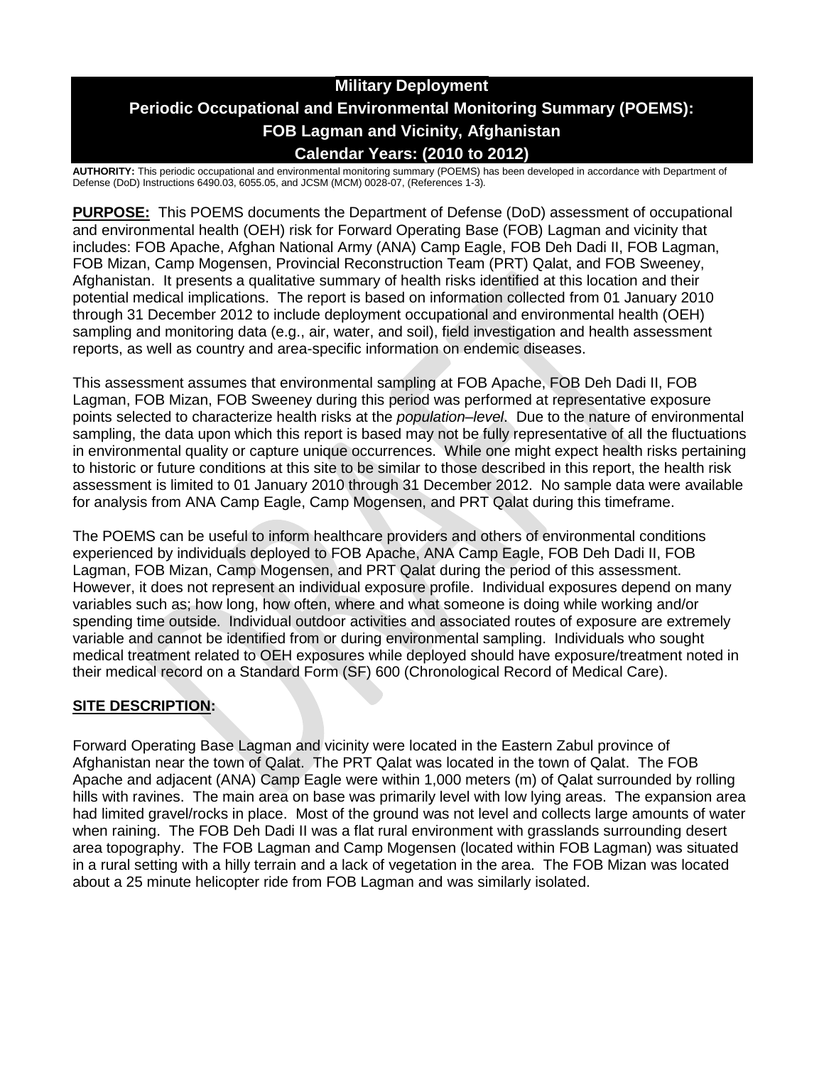# Military Deployment

# Periodic Occupational and Environmental Monitoring Summary (POEMS): FOB Lagman and Vicinity, Afghanistan

# Calendar Years: (2010 to 2012)

**AUTHORITY:** This periodic occupational and environmental monitoring summary (POEMS) has been developed in accordance with Department of Defense (DoD) Instructions 6490.03, 6055.05, and JCSM (MCM) 0028-07, (References 1-3).

**PURPOSE:** This POEMS documents the Department of Defense (DoD) assessment of occupational and environmental health (OEH) risk for Forward Operating Base (FOB) Lagman and vicinity that includes: FOB Apache, Afghan National Army (ANA) Camp Eagle, FOB Deh Dadi II, FOB Lagman, FOB Mizan, Camp Mogensen, Provincial Reconstruction Team (PRT) Qalat, and FOB Sweeney, Afghanistan. It presents a qualitative summary of health risks identified at this location and their potential medical implications. The report is based on information collected from 01 January 2010 through 31 December 2012 to include deployment occupational and environmental health (OEH) sampling and monitoring data (e.g., air, water, and soil), field investigation and health assessment reports, as well as country and area-specific information on endemic diseases.

This assessment assumes that environmental sampling at FOB Apache, FOB Deh Dadi II, FOB Lagman, FOB Mizan, FOB Sweeney during this period was performed at representative exposure points selected to characterize health risks at the *population–level*. Due to the nature of environmental sampling, the data upon which this report is based may not be fully representative of all the fluctuations in environmental quality or capture unique occurrences. While one might expect health risks pertaining to historic or future conditions at this site to be similar to those described in this report, the health risk assessment is limited to 01 January 2010 through 31 December 2012. No sample data were available for analysis from ANA Camp Eagle, Camp Mogensen, and PRT Qalat during this timeframe.

The POEMS can be useful to inform healthcare providers and others of environmental conditions experienced by individuals deployed to FOB Apache, ANA Camp Eagle, FOB Deh Dadi II, FOB Lagman, FOB Mizan, Camp Mogensen, and PRT Qalat during the period of this assessment. However, it does not represent an individual exposure profile. Individual exposures depend on many variables such as; how long, how often, where and what someone is doing while working and/or spending time outside. Individual outdoor activities and associated routes of exposure are extremely variable and cannot be identified from or during environmental sampling. Individuals who sought medical treatment related to OEH exposures while deployed should have exposure/treatment noted in their medical record on a Standard Form (SF) 600 (Chronological Record of Medical Care).

## SITE DESCRIPTION:

Forward Operating Base Lagman and vicinity were located in the Eastern Zabul province of Afghanistan near the town of Qalat. The PRT Qalat was located in the town of Qalat. The FOB Apache and adjacent (ANA) Camp Eagle were within 1,000 meters (m) of Qalat surrounded by rolling hills with ravines. The main area on base was primarily level with low lying areas. The expansion area had limited gravel/rocks in place. Most of the ground was not level and collects large amounts of water when raining. The FOB Deh Dadi II was a flat rural environment with grasslands surrounding desert area topography. The FOB Lagman and Camp Mogensen (located within FOB Lagman) was situated in a rural setting with a hilly terrain and a lack of vegetation in the area. The FOB Mizan was located about a 25 minute helicopter ride from FOB Lagman and was similarly isolated.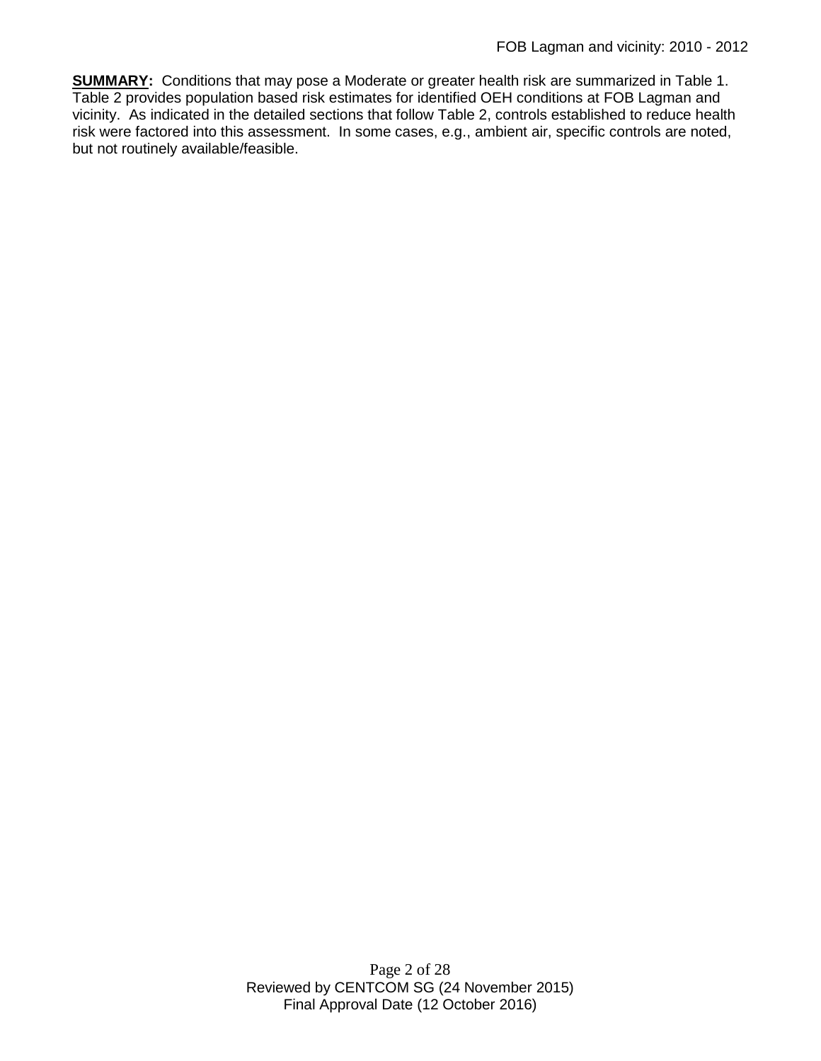**SUMMARY:** Conditions that may pose a Moderate or greater health risk are summarized in Table 1. Table 2 provides population based risk estimates for identified OEH conditions at FOB Lagman and vicinity. As indicated in the detailed sections that follow Table 2, controls established to reduce health risk were factored into this assessment. In some cases, e.g., ambient air, specific controls are noted, but not routinely available/feasible.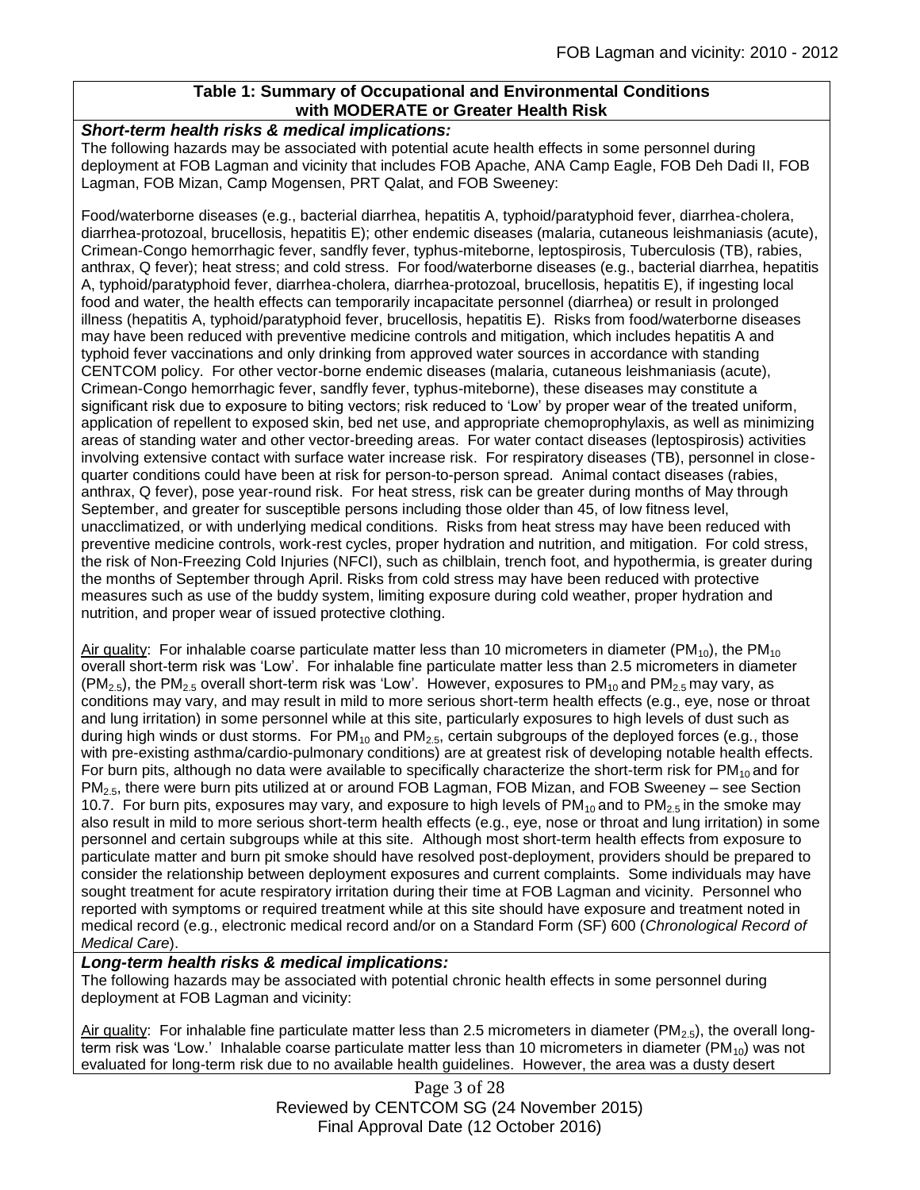**Table 1: Summary of Occupational and Environmental Conditions with MODERATE or Greater Health Risk**

***Short-term health risks & medical implications:***

The following hazards may be associated with potential acute health effects in some personnel during deployment at FOB Lagman and vicinity that includes FOB Apache, ANA Camp Eagle, FOB Deh Dadi II, FOB Lagman, FOB Mizan, Camp Mogensen, PRT Qalat, and FOB Sweeney:

Food/waterborne diseases (e.g., bacterial diarrhea, hepatitis A, typhoid/paratyphoid fever, diarrhea-cholera, diarrhea-protozoal, brucellosis, hepatitis E); other endemic diseases (malaria, cutaneous leishmaniasis (acute), Crimean-Congo hemorrhagic fever, sandfly fever, typhus-miteborne, leptospirosis, Tuberculosis (TB), rabies, anthrax, Q fever); heat stress; and cold stress. For food/waterborne diseases (e.g., bacterial diarrhea, hepatitis A, typhoid/paratyphoid fever, diarrhea-cholera, diarrhea-protozoal, brucellosis, hepatitis E), if ingesting local food and water, the health effects can temporarily incapacitate personnel (diarrhea) or result in prolonged illness (hepatitis A, typhoid/paratyphoid fever, brucellosis, hepatitis E). Risks from food/waterborne diseases may have been reduced with preventive medicine controls and mitigation, which includes hepatitis A and typhoid fever vaccinations and only drinking from approved water sources in accordance with standing CENTCOM policy. For other vector-borne endemic diseases (malaria, cutaneous leishmaniasis (acute), Crimean-Congo hemorrhagic fever, sandfly fever, typhus-miteborne), these diseases may constitute a significant risk due to exposure to biting vectors; risk reduced to 'Low' by proper wear of the treated uniform, application of repellent to exposed skin, bed net use, and appropriate chemoprophylaxis, as well as minimizing areas of standing water and other vector-breeding areas. For water contact diseases (leptospirosis) activities involving extensive contact with surface water increase risk. For respiratory diseases (TB), personnel in close-quarter conditions could have been at risk for person-to-person spread. Animal contact diseases (rabies, anthrax, Q fever), pose year-round risk. For heat stress, risk can be greater during months of May through September, and greater for susceptible persons including those older than 45, of low fitness level, unacclimatized, or with underlying medical conditions. Risks from heat stress may have been reduced with preventive medicine controls, work-rest cycles, proper hydration and nutrition, and mitigation. For cold stress, the risk of Non-Freezing Cold Injuries (NFCI), such as chilblain, trench foot, and hypothermia, is greater during the months of September through April. Risks from cold stress may have been reduced with protective measures such as use of the buddy system, limiting exposure during cold weather, proper hydration and nutrition, and proper wear of issued protective clothing.

Air quality: For inhalable coarse particulate matter less than 10 micrometers in diameter ($PM_{10}$), the $PM_{10}$ overall short-term risk was 'Low'. For inhalable fine particulate matter less than 2.5 micrometers in diameter ($PM_{2.5}$), the $PM_{2.5}$ overall short-term risk was 'Low'. However, exposures to $PM_{10}$ and $PM_{2.5}$ may vary, as conditions may vary, and may result in mild to more serious short-term health effects (e.g., eye, nose or throat and lung irritation) in some personnel while at this site, particularly exposures to high levels of dust such as during high winds or dust storms. For $PM_{10}$ and $PM_{2.5}$, certain subgroups of the deployed forces (e.g., those with pre-existing asthma/cardio-pulmonary conditions) are at greatest risk of developing notable health effects. For burn pits, although no data were available to specifically characterize the short-term risk for $PM_{10}$ and for $PM_{2.5}$, there were burn pits utilized at or around FOB Lagman, FOB Mizan, and FOB Sweeney – see Section 10.7. For burn pits, exposures may vary, and exposure to high levels of $PM_{10}$ and to $PM_{2.5}$ in the smoke may also result in mild to more serious short-term health effects (e.g., eye, nose or throat and lung irritation) in some personnel and certain subgroups while at this site. Although most short-term health effects from exposure to particulate matter and burn pit smoke should have resolved post-deployment, providers should be prepared to consider the relationship between deployment exposures and current complaints. Some individuals may have sought treatment for acute respiratory irritation during their time at FOB Lagman and vicinity. Personnel who reported with symptoms or required treatment while at this site should have exposure and treatment noted in medical record (e.g., electronic medical record and/or on a Standard Form (SF) 600 (*Chronological Record of Medical Care*).

***Long-term health risks & medical implications:***

The following hazards may be associated with potential chronic health effects in some personnel during deployment at FOB Lagman and vicinity:

Air quality: For inhalable fine particulate matter less than 2.5 micrometers in diameter ($PM_{2.5}$), the overall long-term risk was 'Low.' Inhalable coarse particulate matter less than 10 micrometers in diameter ($PM_{10}$) was not evaluated for long-term risk due to no available health guidelines. However, the area was a dusty desert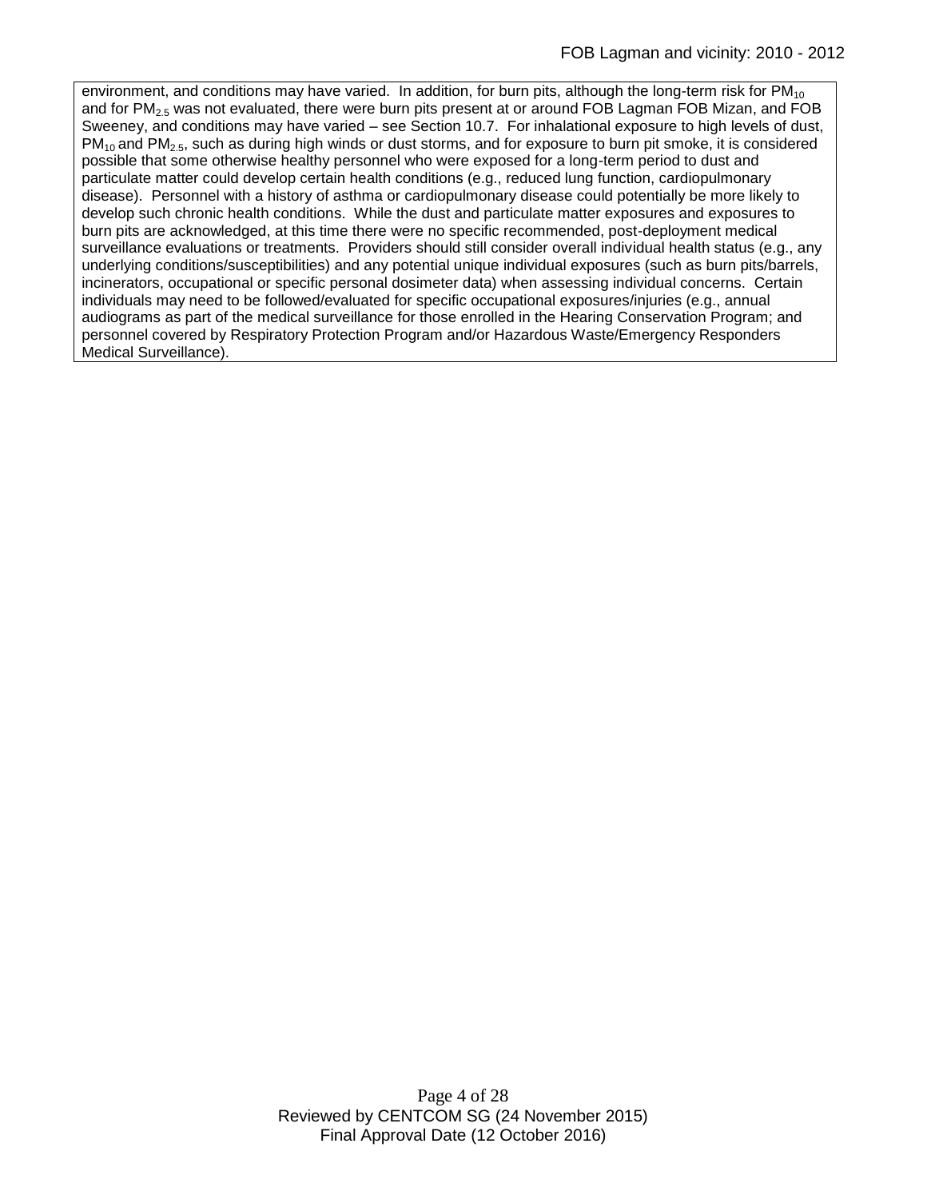environment, and conditions may have varied. In addition, for burn pits, although the long-term risk for $PM_{10}$ and for $PM_{2.5}$ was not evaluated, there were burn pits present at or around FOB Lagman FOB Mizan, and FOB Sweeney, and conditions may have varied – see Section 10.7. For inhalational exposure to high levels of dust, $PM_{10}$ and $PM_{2.5}$, such as during high winds or dust storms, and for exposure to burn pit smoke, it is considered possible that some otherwise healthy personnel who were exposed for a long-term period to dust and particulate matter could develop certain health conditions (e.g., reduced lung function, cardiopulmonary disease). Personnel with a history of asthma or cardiopulmonary disease could potentially be more likely to develop such chronic health conditions. While the dust and particulate matter exposures and exposures to burn pits are acknowledged, at this time there were no specific recommended, post-deployment medical surveillance evaluations or treatments. Providers should still consider overall individual health status (e.g., any underlying conditions/susceptibilities) and any potential unique individual exposures (such as burn pits/barrels, incinerators, occupational or specific personal dosimeter data) when assessing individual concerns. Certain individuals may need to be followed/evaluated for specific occupational exposures/injuries (e.g., annual audiograms as part of the medical surveillance for those enrolled in the Hearing Conservation Program; and personnel covered by Respiratory Protection Program and/or Hazardous Waste/Emergency Responders Medical Surveillance).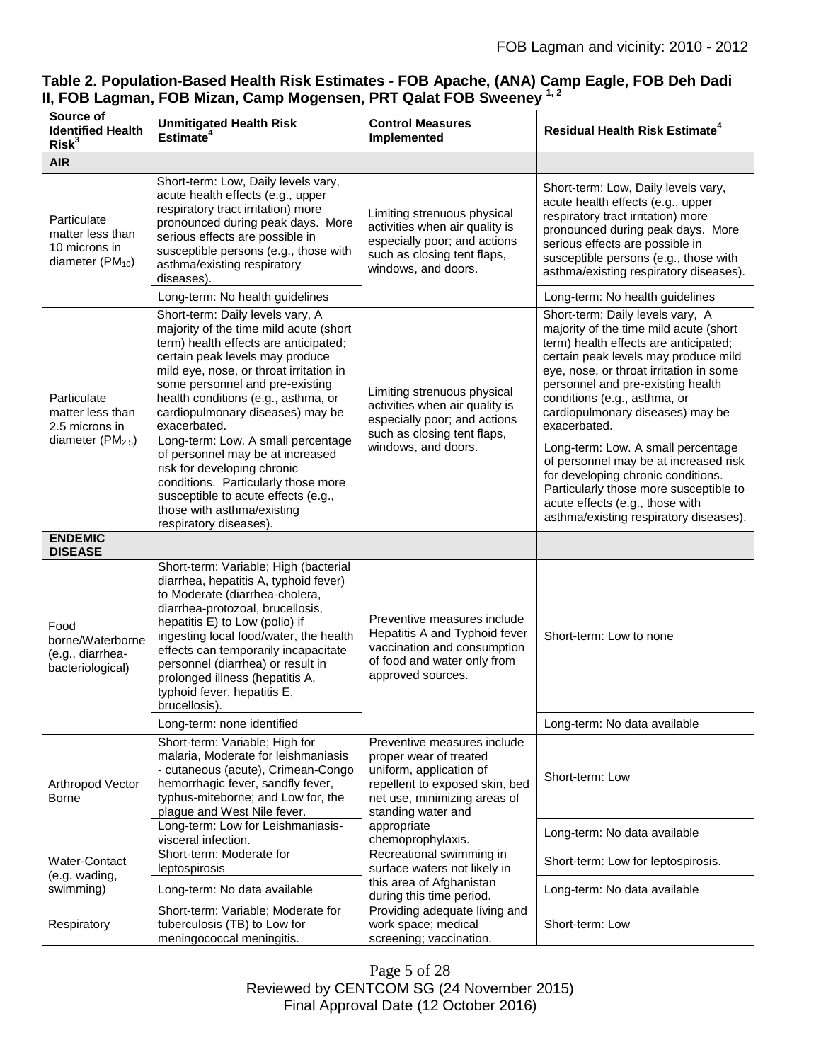**Table 2. Population-Based Health Risk Estimates - FOB Apache, (ANA) Camp Eagle, FOB Deh Dadi II, FOB Lagman, FOB Mizan, Camp Mogensen, PRT Qalat FOB Sweeney [1, 2]**

| Source of Identified Health Risk[3] | Unmitigated Health Risk Estimate[4] | Control Measures Implemented | Residual Health Risk Estimate[4] |
|---|---|---|---|
| **AIR** | | | |
| Particulate matter less than 10 microns in diameter ($PM_{10}$) | Short-term: Low, Daily levels vary, acute health effects (e.g., upper respiratory tract irritation) more pronounced during peak days. More serious effects are possible in susceptible persons (e.g., those with asthma/existing respiratory diseases). | Limiting strenuous physical activities when air quality is especially poor; and actions such as closing tent flaps, windows, and doors. | Short-term: Low, Daily levels vary, acute health effects (e.g., upper respiratory tract irritation) more pronounced during peak days. More serious effects are possible in susceptible persons (e.g., those with asthma/existing respiratory diseases). |
| | Long-term: No health guidelines | | Long-term: No health guidelines |
| Particulate matter less than 2.5 microns in diameter ($PM_{2.5}$) | Short-term: Daily levels vary, A majority of the time mild acute (short term) health effects are anticipated; certain peak levels may produce mild eye, nose, or throat irritation in some personnel and pre-existing health conditions (e.g., asthma, or cardiopulmonary diseases) may be exacerbated. | Limiting strenuous physical activities when air quality is especially poor; and actions such as closing tent flaps, windows, and doors. | Short-term: Daily levels vary, A majority of the time mild acute (short term) health effects are anticipated; certain peak levels may produce mild eye, nose, or throat irritation in some personnel and pre-existing health conditions (e.g., asthma, or cardiopulmonary diseases) may be exacerbated. |
| | Long-term: Low. A small percentage of personnel may be at increased risk for developing chronic conditions. Particularly those more susceptible to acute effects (e.g., those with asthma/existing respiratory diseases). | | Long-term: Low. A small percentage of personnel may be at increased risk for developing chronic conditions. Particularly those more susceptible to acute effects (e.g., those with asthma/existing respiratory diseases). |
| **ENDEMIC DISEASE** | | | |
| Food borne/Waterborne (e.g., diarrhea-bacteriological) | Short-term: Variable; High (bacterial diarrhea, hepatitis A, typhoid fever) to Moderate (diarrhea-cholera, diarrhea-protozoal, brucellosis, hepatitis E) to Low (polio) if ingesting local food/water, the health effects can temporarily incapacitate personnel (diarrhea) or result in prolonged illness (hepatitis A, typhoid fever, hepatitis E, brucellosis). | Preventive measures include Hepatitis A and Typhoid fever vaccination and consumption of food and water only from approved sources. | Short-term: Low to none |
| | Long-term: none identified | | Long-term: No data available |
| Arthropod Vector Borne | Short-term: Variable; High for malaria, Moderate for leishmaniasis - cutaneous (acute), Crimean-Congo hemorrhagic fever, sandfly fever, typhus-miteborne; and Low for, the plague and West Nile fever. | Preventive measures include proper wear of treated uniform, application of repellent to exposed skin, bed net use, minimizing areas of standing water and appropriate chemoprophylaxis. | Short-term: Low |
| | Long-term: Low for Leishmaniasis-visceral infection. | | Long-term: No data available |
| Water-Contact (e.g. wading, swimming) | Short-term: Moderate for leptospirosis | Recreational swimming in surface waters not likely in this area of Afghanistan during this time period. | Short-term: Low for leptospirosis. |
| | Long-term: No data available | | Long-term: No data available |
| Respiratory | Short-term: Variable; Moderate for tuberculosis (TB) to Low for meningococcal meningitis. | Providing adequate living and work space; medical screening; vaccination. | Short-term: Low |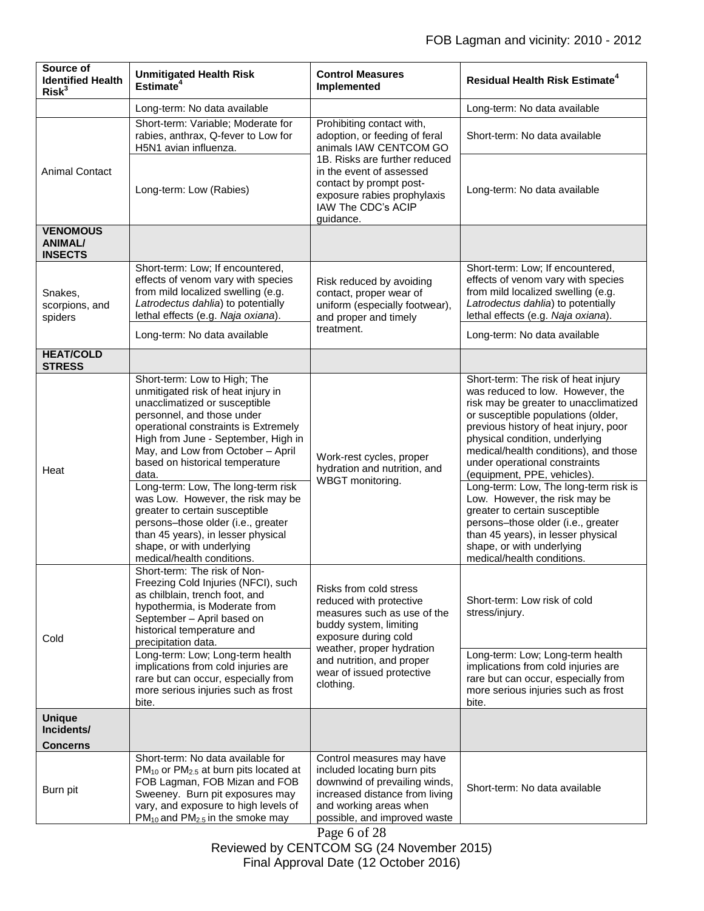| Source of Identified Health Risk[3] | Unmitigated Health Risk Estimate[4] | Control Measures Implemented | Residual Health Risk Estimate[4] |
|---|---|---|---|
| | Long-term: No data available | | Long-term: No data available |
| Animal Contact | Short-term: Variable; Moderate for rabies, anthrax, Q-fever to Low for H5N1 avian influenza. | Prohibiting contact with, adoption, or feeding of feral animals IAW CENTCOM GO 1B. Risks are further reduced in the event of assessed contact by prompt post-exposure rabies prophylaxis IAW The CDC's ACIP guidance. | Short-term: No data available |
| | Long-term: Low (Rabies) | | Long-term: No data available |
| **VENOMOUS ANIMAL/ INSECTS** | | | |
| Snakes, scorpions, and spiders | Short-term: Low; If encountered, effects of venom vary with species from mild localized swelling (e.g. *Latrodectus dahlia*) to potentially lethal effects (e.g. *Naja oxiana*). | Risk reduced by avoiding contact, proper wear of uniform (especially footwear), and proper and timely treatment. | Short-term: Low; If encountered, effects of venom vary with species from mild localized swelling (e.g. *Latrodectus dahlia*) to potentially lethal effects (e.g. *Naja oxiana*). |
| | Long-term: No data available | | Long-term: No data available |
| **HEAT/COLD STRESS** | | | |
| Heat | Short-term: Low to High; The unmitigated risk of heat injury in unacclimatized or susceptible personnel, and those under operational constraints is Extremely High from June - September, High in May, and Low from October – April based on historical temperature data. | Work-rest cycles, proper hydration and nutrition, and WBGT monitoring. | Short-term: The risk of heat injury was reduced to low. However, the risk may be greater to unacclimatized or susceptible populations (older, previous history of heat injury, poor physical condition, underlying medical/health conditions), and those under operational constraints (equipment, PPE, vehicles). |
| | Long-term: Low, The long-term risk was Low. However, the risk may be greater to certain susceptible persons–those older (i.e., greater than 45 years), in lesser physical shape, or with underlying medical/health conditions. | | Long-term: Low, The long-term risk is Low. However, the risk may be greater to certain susceptible persons–those older (i.e., greater than 45 years), in lesser physical shape, or with underlying medical/health conditions. |
| Cold | Short-term: The risk of Non-Freezing Cold Injuries (NFCI), such as chilblain, trench foot, and hypothermia, is Moderate from September – April based on historical temperature and precipitation data. | Risks from cold stress reduced with protective measures such as use of the buddy system, limiting exposure during cold weather, proper hydration and nutrition, and proper wear of issued protective clothing. | Short-term: Low risk of cold stress/injury. |
| | Long-term: Low; Long-term health implications from cold injuries are rare but can occur, especially from more serious injuries such as frost bite. | | Long-term: Low; Long-term health implications from cold injuries are rare but can occur, especially from more serious injuries such as frost bite. |
| **Unique Incidents/ Concerns** | | | |
| Burn pit | Short-term: No data available for $PM_{10}$ or $PM_{2.5}$ at burn pits located at FOB Lagman, FOB Mizan and FOB Sweeney. Burn pit exposures may vary, and exposure to high levels of $PM_{10}$ and $PM_{2.5}$ in the smoke may | Control measures may have included locating burn pits downwind of prevailing winds, increased distance from living and working areas when possible, and improved waste | Short-term: No data available |

Reviewed by CENTCOM SG (24 November 2015)
Final Approval Date (12 October 2016)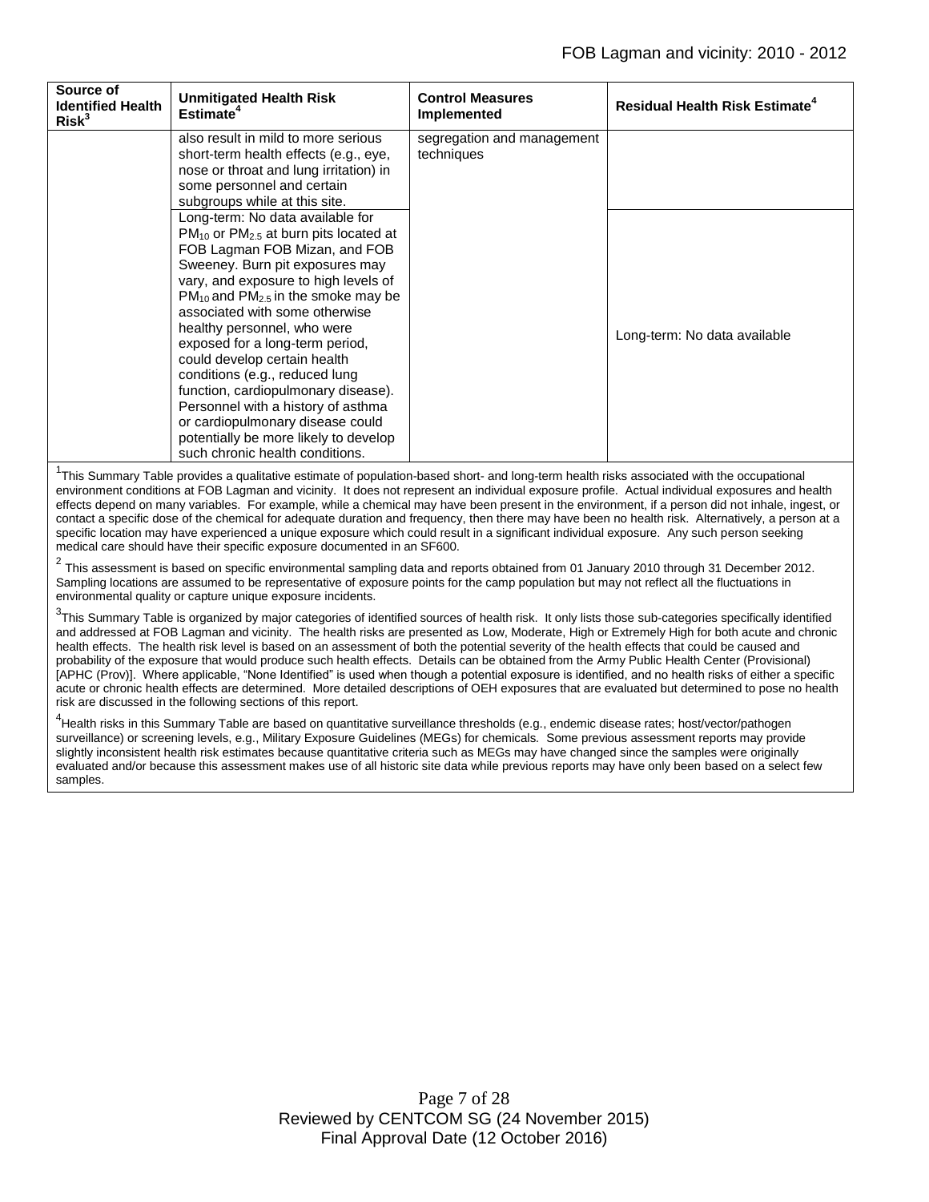| Source of Identified Health Risk[3] | Unmitigated Health Risk Estimate[4] | Control Measures Implemented | Residual Health Risk Estimate[4] |
|---|---|---|---|
| | also result in mild to more serious short-term health effects (e.g., eye, nose or throat and lung irritation) in some personnel and certain subgroups while at this site. | segregation and management techniques | |
| | Long-term: No data available for $PM_{10}$ or $PM_{2.5}$ at burn pits located at FOB Lagman FOB Mizan, and FOB Sweeney. Burn pit exposures may vary, and exposure to high levels of $PM_{10}$ and $PM_{2.5}$ in the smoke may be associated with some otherwise healthy personnel, who were exposed for a long-term period, could develop certain health conditions (e.g., reduced lung function, cardiopulmonary disease). Personnel with a history of asthma or cardiopulmonary disease could potentially be more likely to develop such chronic health conditions. | | Long-term: No data available |

[1]This Summary Table provides a qualitative estimate of population-based short- and long-term health risks associated with the occupational environment conditions at FOB Lagman and vicinity. It does not represent an individual exposure profile. Actual individual exposures and health effects depend on many variables. For example, while a chemical may have been present in the environment, if a person did not inhale, ingest, or contact a specific dose of the chemical for adequate duration and frequency, then there may have been no health risk. Alternatively, a person at a specific location may have experienced a unique exposure which could result in a significant individual exposure. Any such person seeking medical care should have their specific exposure documented in an SF600.

[2] This assessment is based on specific environmental sampling data and reports obtained from 01 January 2010 through 31 December 2012. Sampling locations are assumed to be representative of exposure points for the camp population but may not reflect all the fluctuations in environmental quality or capture unique exposure incidents.

[3]This Summary Table is organized by major categories of identified sources of health risk. It only lists those sub-categories specifically identified and addressed at FOB Lagman and vicinity. The health risks are presented as Low, Moderate, High or Extremely High for both acute and chronic health effects. The health risk level is based on an assessment of both the potential severity of the health effects that could be caused and probability of the exposure that would produce such health effects. Details can be obtained from the Army Public Health Center (Provisional) [APHC (Prov)]. Where applicable, "None Identified" is used when though a potential exposure is identified, and no health risks of either a specific acute or chronic health effects are determined. More detailed descriptions of OEH exposures that are evaluated but determined to pose no health risk are discussed in the following sections of this report.

[4]Health risks in this Summary Table are based on quantitative surveillance thresholds (e.g., endemic disease rates; host/vector/pathogen surveillance) or screening levels, e.g., Military Exposure Guidelines (MEGs) for chemicals. Some previous assessment reports may provide slightly inconsistent health risk estimates because quantitative criteria such as MEGs may have changed since the samples were originally evaluated and/or because this assessment makes use of all historic site data while previous reports may have only been based on a select few samples.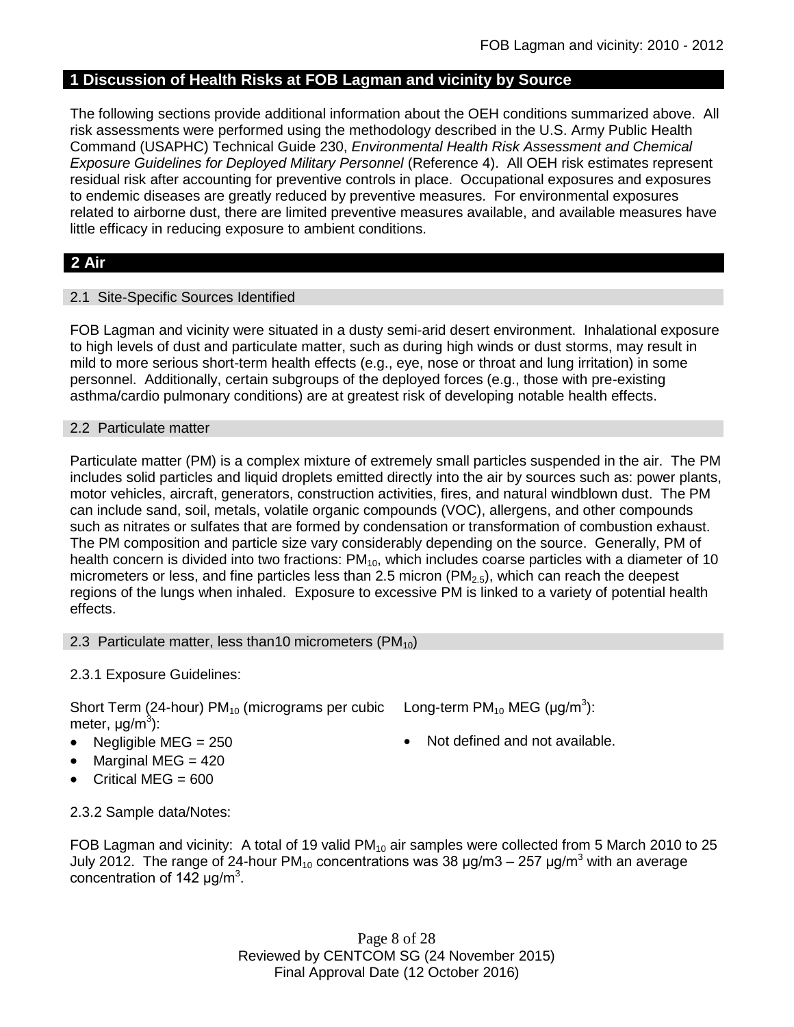## 1 Discussion of Health Risks at FOB Lagman and vicinity by Source

The following sections provide additional information about the OEH conditions summarized above. All risk assessments were performed using the methodology described in the U.S. Army Public Health Command (USAPHC) Technical Guide 230, *Environmental Health Risk Assessment and Chemical Exposure Guidelines for Deployed Military Personnel* (Reference 4). All OEH risk estimates represent residual risk after accounting for preventive controls in place. Occupational exposures and exposures to endemic diseases are greatly reduced by preventive measures. For environmental exposures related to airborne dust, there are limited preventive measures available, and available measures have little efficacy in reducing exposure to ambient conditions.

## 2 Air

### 2.1 Site-Specific Sources Identified

FOB Lagman and vicinity were situated in a dusty semi-arid desert environment. Inhalational exposure to high levels of dust and particulate matter, such as during high winds or dust storms, may result in mild to more serious short-term health effects (e.g., eye, nose or throat and lung irritation) in some personnel. Additionally, certain subgroups of the deployed forces (e.g., those with pre-existing asthma/cardio pulmonary conditions) are at greatest risk of developing notable health effects.

### 2.2 Particulate matter

Particulate matter (PM) is a complex mixture of extremely small particles suspended in the air. The PM includes solid particles and liquid droplets emitted directly into the air by sources such as: power plants, motor vehicles, aircraft, generators, construction activities, fires, and natural windblown dust. The PM can include sand, soil, metals, volatile organic compounds (VOC), allergens, and other compounds such as nitrates or sulfates that are formed by condensation or transformation of combustion exhaust. The PM composition and particle size vary considerably depending on the source. Generally, PM of health concern is divided into two fractions: $PM_{10}$, which includes coarse particles with a diameter of 10 micrometers or less, and fine particles less than 2.5 micron ($PM_{2.5}$), which can reach the deepest regions of the lungs when inhaled. Exposure to excessive PM is linked to a variety of potential health effects.

### 2.3 Particulate matter, less than10 micrometers ($PM_{10}$)

2.3.1 Exposure Guidelines:

Short Term (24-hour) $PM_{10}$ (micrograms per cubic meter, μg/m$^3$):

- Negligible MEG = 250
- Marginal MEG = 420
- Critical MEG = 600

Long-term $PM_{10}$ MEG (μg/m$^3$):

- Not defined and not available.

2.3.2 Sample data/Notes:

FOB Lagman and vicinity: A total of 19 valid $PM_{10}$ air samples were collected from 5 March 2010 to 25 July 2012. The range of 24-hour $PM_{10}$ concentrations was 38 μg/m3 – 257 μg/m$^3$ with an average concentration of 142 μg/m$^3$.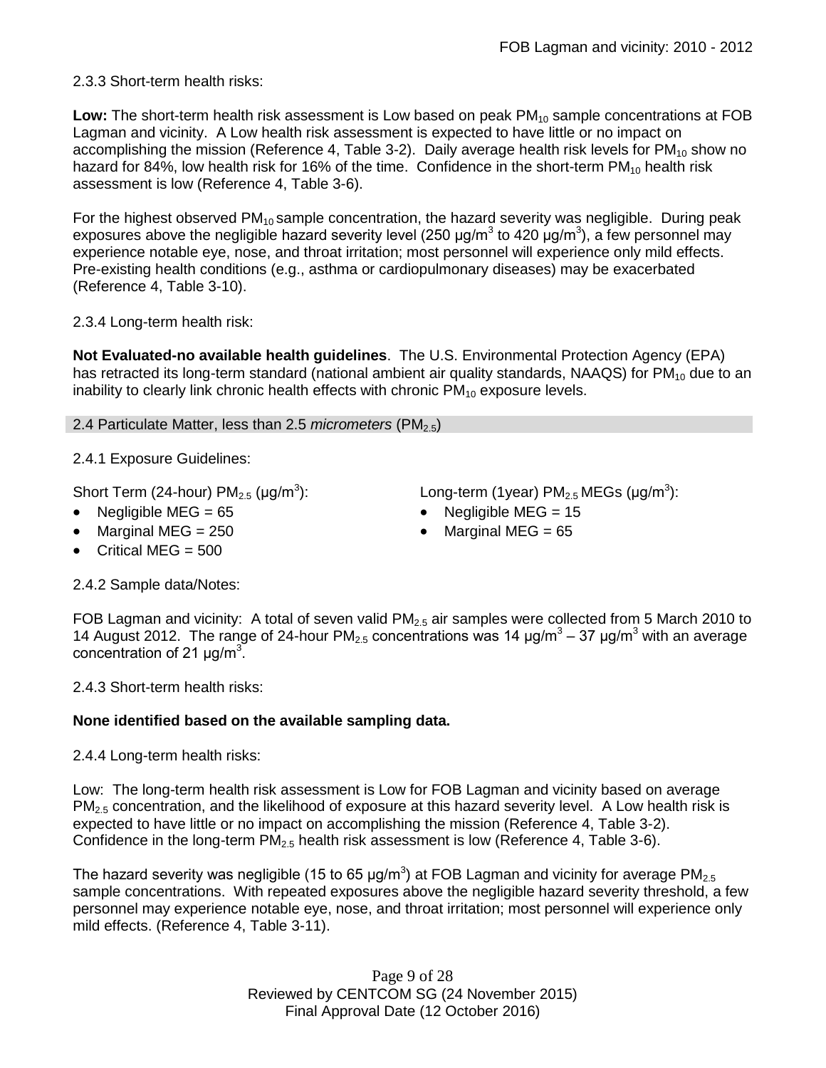2.3.3 Short-term health risks:

**Low:** The short-term health risk assessment is Low based on peak $PM_{10}$ sample concentrations at FOB Lagman and vicinity. A Low health risk assessment is expected to have little or no impact on accomplishing the mission (Reference 4, Table 3-2). Daily average health risk levels for $PM_{10}$ show no hazard for 84%, low health risk for 16% of the time. Confidence in the short-term $PM_{10}$ health risk assessment is low (Reference 4, Table 3-6).

For the highest observed $PM_{10}$ sample concentration, the hazard severity was negligible. During peak exposures above the negligible hazard severity level (250 $\mu g/m^3$ to 420 $\mu g/m^3$), a few personnel may experience notable eye, nose, and throat irritation; most personnel will experience only mild effects. Pre-existing health conditions (e.g., asthma or cardiopulmonary diseases) may be exacerbated (Reference 4, Table 3-10).

2.3.4 Long-term health risk:

**Not Evaluated-no available health guidelines**. The U.S. Environmental Protection Agency (EPA) has retracted its long-term standard (national ambient air quality standards, NAAQS) for $PM_{10}$ due to an inability to clearly link chronic health effects with chronic $PM_{10}$ exposure levels.

## 2.4 Particulate Matter, less than 2.5 *micrometers* ($PM_{2.5}$)

2.4.1 Exposure Guidelines:

Short Term (24-hour) $PM_{2.5}$ ($\mu g/m^3$):

- Negligible MEG = 65
- Marginal MEG = 250
- Critical MEG = 500

Long-term (1year) $PM_{2.5}$ MEGs ($\mu g/m^3$):

- Negligible MEG = 15
- Marginal MEG = 65

2.4.2 Sample data/Notes:

FOB Lagman and vicinity: A total of seven valid $PM_{2.5}$ air samples were collected from 5 March 2010 to 14 August 2012. The range of 24-hour $PM_{2.5}$ concentrations was 14 $\mu g/m^3$ – 37 $\mu g/m^3$ with an average concentration of 21 $\mu g/m^3$.

2.4.3 Short-term health risks:

**None identified based on the available sampling data.**

2.4.4 Long-term health risks:

Low: The long-term health risk assessment is Low for FOB Lagman and vicinity based on average $PM_{2.5}$ concentration, and the likelihood of exposure at this hazard severity level. A Low health risk is expected to have little or no impact on accomplishing the mission (Reference 4, Table 3-2). Confidence in the long-term $PM_{2.5}$ health risk assessment is low (Reference 4, Table 3-6).

The hazard severity was negligible (15 to 65 $\mu g/m^3$) at FOB Lagman and vicinity for average $PM_{2.5}$ sample concentrations. With repeated exposures above the negligible hazard severity threshold, a few personnel may experience notable eye, nose, and throat irritation; most personnel will experience only mild effects. (Reference 4, Table 3-11).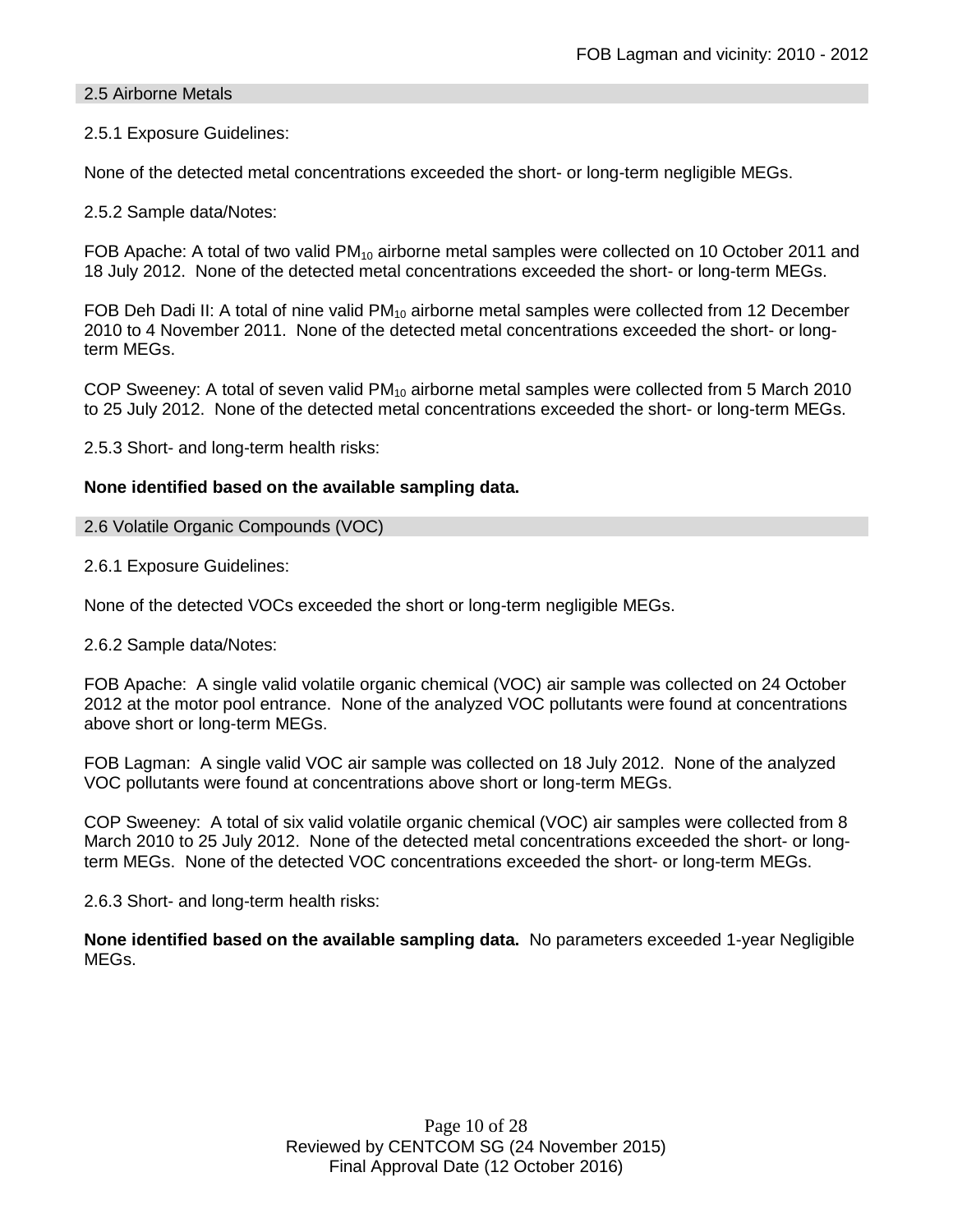## 2.5 Airborne Metals

2.5.1 Exposure Guidelines:

None of the detected metal concentrations exceeded the short- or long-term negligible MEGs.

2.5.2 Sample data/Notes:

FOB Apache: A total of two valid $PM_{10}$ airborne metal samples were collected on 10 October 2011 and 18 July 2012. None of the detected metal concentrations exceeded the short- or long-term MEGs.

FOB Deh Dadi II: A total of nine valid $PM_{10}$ airborne metal samples were collected from 12 December 2010 to 4 November 2011. None of the detected metal concentrations exceeded the short- or long-term MEGs.

COP Sweeney: A total of seven valid $PM_{10}$ airborne metal samples were collected from 5 March 2010 to 25 July 2012. None of the detected metal concentrations exceeded the short- or long-term MEGs.

2.5.3 Short- and long-term health risks:

**None identified based on the available sampling data.**

## 2.6 Volatile Organic Compounds (VOC)

2.6.1 Exposure Guidelines:

None of the detected VOCs exceeded the short or long-term negligible MEGs.

2.6.2 Sample data/Notes:

FOB Apache: A single valid volatile organic chemical (VOC) air sample was collected on 24 October 2012 at the motor pool entrance. None of the analyzed VOC pollutants were found at concentrations above short or long-term MEGs.

FOB Lagman: A single valid VOC air sample was collected on 18 July 2012. None of the analyzed VOC pollutants were found at concentrations above short or long-term MEGs.

COP Sweeney: A total of six valid volatile organic chemical (VOC) air samples were collected from 8 March 2010 to 25 July 2012. None of the detected metal concentrations exceeded the short- or long-term MEGs. None of the detected VOC concentrations exceeded the short- or long-term MEGs.

2.6.3 Short- and long-term health risks:

**None identified based on the available sampling data.** No parameters exceeded 1-year Negligible MEGs.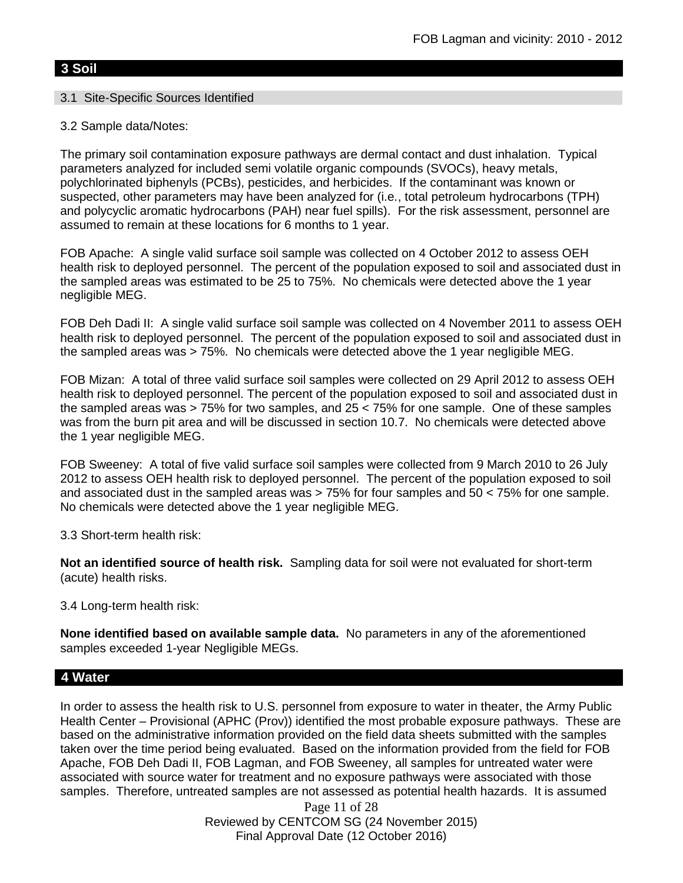## 3 Soil

### 3.1 Site-Specific Sources Identified

3.2 Sample data/Notes:

The primary soil contamination exposure pathways are dermal contact and dust inhalation. Typical parameters analyzed for included semi volatile organic compounds (SVOCs), heavy metals, polychlorinated biphenyls (PCBs), pesticides, and herbicides. If the contaminant was known or suspected, other parameters may have been analyzed for (i.e., total petroleum hydrocarbons (TPH) and polycyclic aromatic hydrocarbons (PAH) near fuel spills). For the risk assessment, personnel are assumed to remain at these locations for 6 months to 1 year.

FOB Apache: A single valid surface soil sample was collected on 4 October 2012 to assess OEH health risk to deployed personnel. The percent of the population exposed to soil and associated dust in the sampled areas was estimated to be 25 to 75%. No chemicals were detected above the 1 year negligible MEG.

FOB Deh Dadi II: A single valid surface soil sample was collected on 4 November 2011 to assess OEH health risk to deployed personnel. The percent of the population exposed to soil and associated dust in the sampled areas was > 75%. No chemicals were detected above the 1 year negligible MEG.

FOB Mizan: A total of three valid surface soil samples were collected on 29 April 2012 to assess OEH health risk to deployed personnel. The percent of the population exposed to soil and associated dust in the sampled areas was > 75% for two samples, and 25 < 75% for one sample. One of these samples was from the burn pit area and will be discussed in section 10.7. No chemicals were detected above the 1 year negligible MEG.

FOB Sweeney: A total of five valid surface soil samples were collected from 9 March 2010 to 26 July 2012 to assess OEH health risk to deployed personnel. The percent of the population exposed to soil and associated dust in the sampled areas was > 75% for four samples and 50 < 75% for one sample. No chemicals were detected above the 1 year negligible MEG.

3.3 Short-term health risk:

**Not an identified source of health risk.** Sampling data for soil were not evaluated for short-term (acute) health risks.

3.4 Long-term health risk:

**None identified based on available sample data.** No parameters in any of the aforementioned samples exceeded 1-year Negligible MEGs.

## 4 Water

In order to assess the health risk to U.S. personnel from exposure to water in theater, the Army Public Health Center – Provisional (APHC (Prov)) identified the most probable exposure pathways. These are based on the administrative information provided on the field data sheets submitted with the samples taken over the time period being evaluated. Based on the information provided from the field for FOB Apache, FOB Deh Dadi II, FOB Lagman, and FOB Sweeney, all samples for untreated water were associated with source water for treatment and no exposure pathways were associated with those samples. Therefore, untreated samples are not assessed as potential health hazards. It is assumed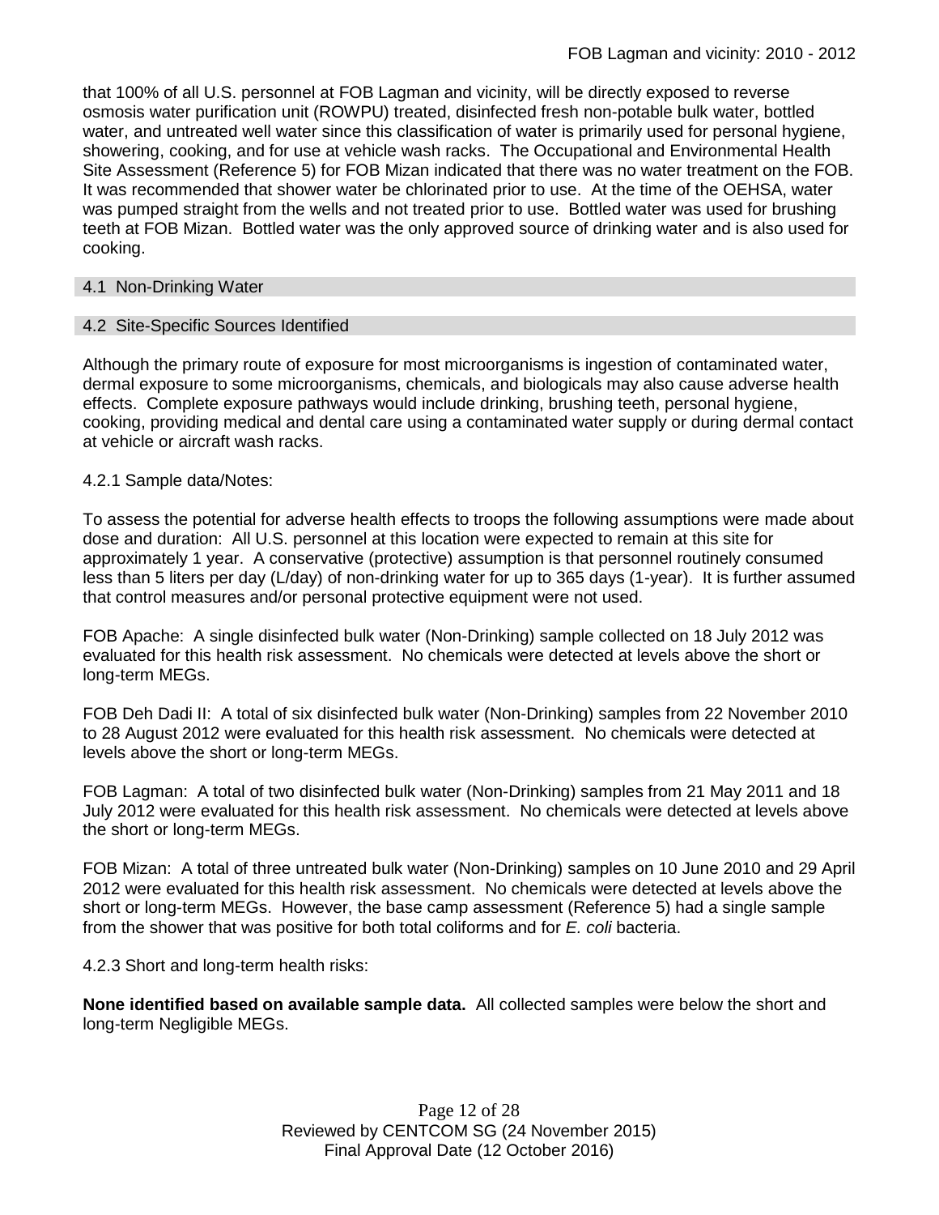that 100% of all U.S. personnel at FOB Lagman and vicinity, will be directly exposed to reverse osmosis water purification unit (ROWPU) treated, disinfected fresh non-potable bulk water, bottled water, and untreated well water since this classification of water is primarily used for personal hygiene, showering, cooking, and for use at vehicle wash racks. The Occupational and Environmental Health Site Assessment (Reference 5) for FOB Mizan indicated that there was no water treatment on the FOB. It was recommended that shower water be chlorinated prior to use. At the time of the OEHSA, water was pumped straight from the wells and not treated prior to use. Bottled water was used for brushing teeth at FOB Mizan. Bottled water was the only approved source of drinking water and is also used for cooking.

## 4.1 Non-Drinking Water

## 4.2 Site-Specific Sources Identified

Although the primary route of exposure for most microorganisms is ingestion of contaminated water, dermal exposure to some microorganisms, chemicals, and biologicals may also cause adverse health effects. Complete exposure pathways would include drinking, brushing teeth, personal hygiene, cooking, providing medical and dental care using a contaminated water supply or during dermal contact at vehicle or aircraft wash racks.

4.2.1 Sample data/Notes:

To assess the potential for adverse health effects to troops the following assumptions were made about dose and duration: All U.S. personnel at this location were expected to remain at this site for approximately 1 year. A conservative (protective) assumption is that personnel routinely consumed less than 5 liters per day (L/day) of non-drinking water for up to 365 days (1-year). It is further assumed that control measures and/or personal protective equipment were not used.

FOB Apache: A single disinfected bulk water (Non-Drinking) sample collected on 18 July 2012 was evaluated for this health risk assessment. No chemicals were detected at levels above the short or long-term MEGs.

FOB Deh Dadi II: A total of six disinfected bulk water (Non-Drinking) samples from 22 November 2010 to 28 August 2012 were evaluated for this health risk assessment. No chemicals were detected at levels above the short or long-term MEGs.

FOB Lagman: A total of two disinfected bulk water (Non-Drinking) samples from 21 May 2011 and 18 July 2012 were evaluated for this health risk assessment. No chemicals were detected at levels above the short or long-term MEGs.

FOB Mizan: A total of three untreated bulk water (Non-Drinking) samples on 10 June 2010 and 29 April 2012 were evaluated for this health risk assessment. No chemicals were detected at levels above the short or long-term MEGs. However, the base camp assessment (Reference 5) had a single sample from the shower that was positive for both total coliforms and for *E. coli* bacteria.

4.2.3 Short and long-term health risks:

**None identified based on available sample data.** All collected samples were below the short and long-term Negligible MEGs.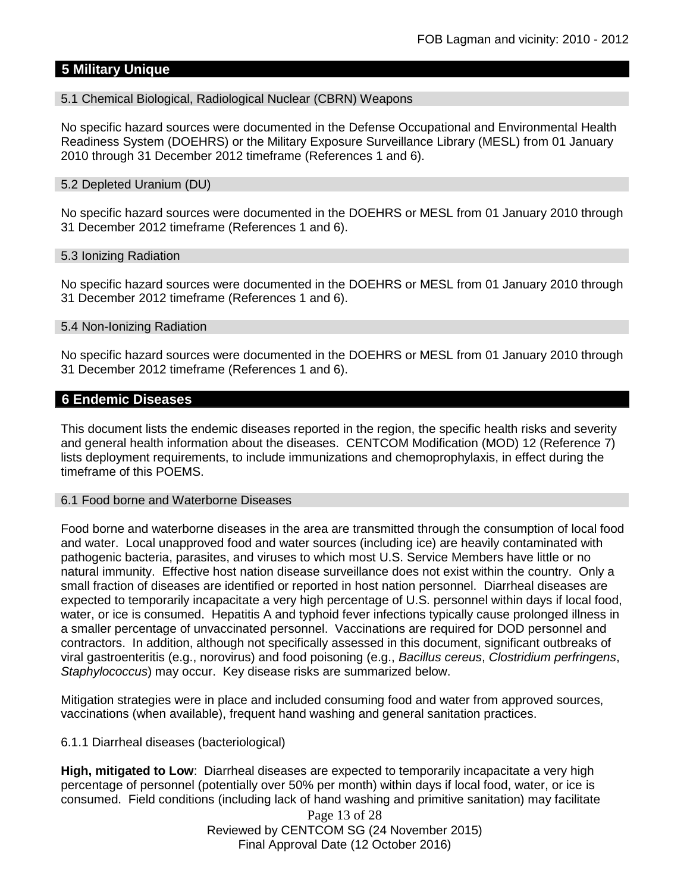## 5 Military Unique

### 5.1 Chemical Biological, Radiological Nuclear (CBRN) Weapons

No specific hazard sources were documented in the Defense Occupational and Environmental Health Readiness System (DOEHRS) or the Military Exposure Surveillance Library (MESL) from 01 January 2010 through 31 December 2012 timeframe (References 1 and 6).

### 5.2 Depleted Uranium (DU)

No specific hazard sources were documented in the DOEHRS or MESL from 01 January 2010 through 31 December 2012 timeframe (References 1 and 6).

### 5.3 Ionizing Radiation

No specific hazard sources were documented in the DOEHRS or MESL from 01 January 2010 through 31 December 2012 timeframe (References 1 and 6).

### 5.4 Non-Ionizing Radiation

No specific hazard sources were documented in the DOEHRS or MESL from 01 January 2010 through 31 December 2012 timeframe (References 1 and 6).

## 6 Endemic Diseases

This document lists the endemic diseases reported in the region, the specific health risks and severity and general health information about the diseases. CENTCOM Modification (MOD) 12 (Reference 7) lists deployment requirements, to include immunizations and chemoprophylaxis, in effect during the timeframe of this POEMS.

### 6.1 Food borne and Waterborne Diseases

Food borne and waterborne diseases in the area are transmitted through the consumption of local food and water. Local unapproved food and water sources (including ice) are heavily contaminated with pathogenic bacteria, parasites, and viruses to which most U.S. Service Members have little or no natural immunity. Effective host nation disease surveillance does not exist within the country. Only a small fraction of diseases are identified or reported in host nation personnel. Diarrheal diseases are expected to temporarily incapacitate a very high percentage of U.S. personnel within days if local food, water, or ice is consumed. Hepatitis A and typhoid fever infections typically cause prolonged illness in a smaller percentage of unvaccinated personnel. Vaccinations are required for DOD personnel and contractors. In addition, although not specifically assessed in this document, significant outbreaks of viral gastroenteritis (e.g., norovirus) and food poisoning (e.g., *Bacillus cereus*, *Clostridium perfringens*, *Staphylococcus*) may occur. Key disease risks are summarized below.

Mitigation strategies were in place and included consuming food and water from approved sources, vaccinations (when available), frequent hand washing and general sanitation practices.

6.1.1 Diarrheal diseases (bacteriological)

**High, mitigated to Low**: Diarrheal diseases are expected to temporarily incapacitate a very high percentage of personnel (potentially over 50% per month) within days if local food, water, or ice is consumed. Field conditions (including lack of hand washing and primitive sanitation) may facilitate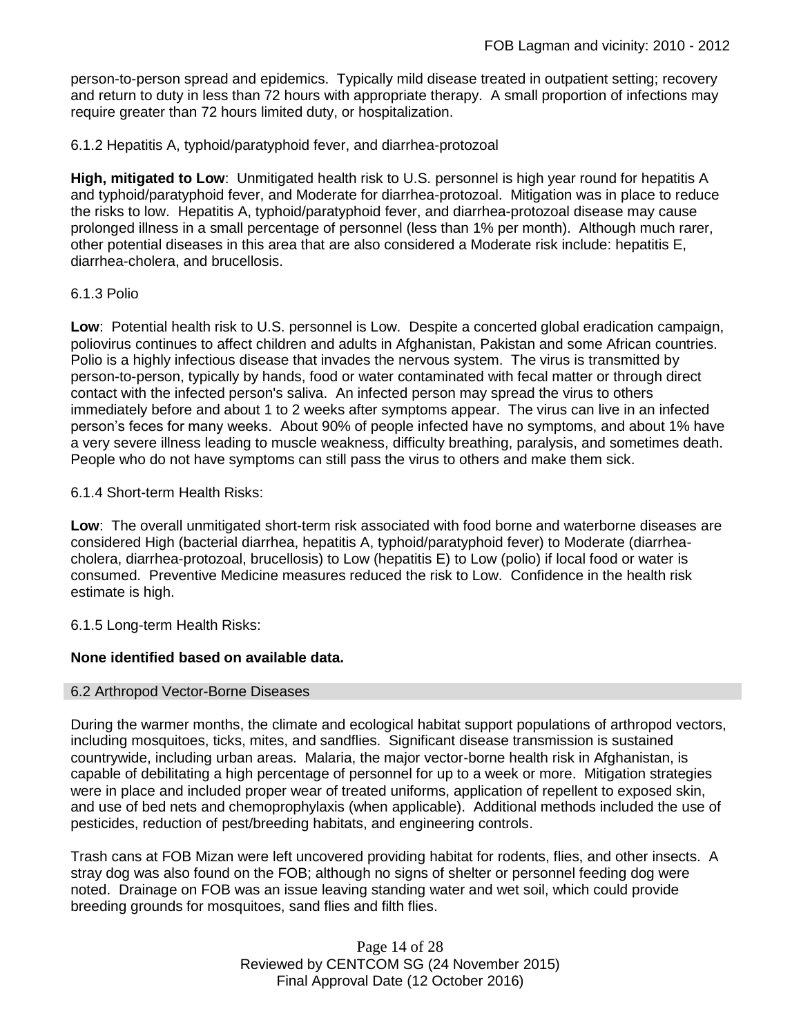person-to-person spread and epidemics. Typically mild disease treated in outpatient setting; recovery and return to duty in less than 72 hours with appropriate therapy. A small proportion of infections may require greater than 72 hours limited duty, or hospitalization.

6.1.2 Hepatitis A, typhoid/paratyphoid fever, and diarrhea-protozoal

**High, mitigated to Low**: Unmitigated health risk to U.S. personnel is high year round for hepatitis A and typhoid/paratyphoid fever, and Moderate for diarrhea-protozoal. Mitigation was in place to reduce the risks to low. Hepatitis A, typhoid/paratyphoid fever, and diarrhea-protozoal disease may cause prolonged illness in a small percentage of personnel (less than 1% per month). Although much rarer, other potential diseases in this area that are also considered a Moderate risk include: hepatitis E, diarrhea-cholera, and brucellosis.

6.1.3 Polio

**Low**: Potential health risk to U.S. personnel is Low. Despite a concerted global eradication campaign, poliovirus continues to affect children and adults in Afghanistan, Pakistan and some African countries. Polio is a highly infectious disease that invades the nervous system. The virus is transmitted by person-to-person, typically by hands, food or water contaminated with fecal matter or through direct contact with the infected person's saliva. An infected person may spread the virus to others immediately before and about 1 to 2 weeks after symptoms appear. The virus can live in an infected person's feces for many weeks. About 90% of people infected have no symptoms, and about 1% have a very severe illness leading to muscle weakness, difficulty breathing, paralysis, and sometimes death. People who do not have symptoms can still pass the virus to others and make them sick.

6.1.4 Short-term Health Risks:

**Low**: The overall unmitigated short-term risk associated with food borne and waterborne diseases are considered High (bacterial diarrhea, hepatitis A, typhoid/paratyphoid fever) to Moderate (diarrhea-cholera, diarrhea-protozoal, brucellosis) to Low (hepatitis E) to Low (polio) if local food or water is consumed. Preventive Medicine measures reduced the risk to Low. Confidence in the health risk estimate is high.

6.1.5 Long-term Health Risks:

**None identified based on available data.**

## 6.2 Arthropod Vector-Borne Diseases

During the warmer months, the climate and ecological habitat support populations of arthropod vectors, including mosquitoes, ticks, mites, and sandflies. Significant disease transmission is sustained countrywide, including urban areas. Malaria, the major vector-borne health risk in Afghanistan, is capable of debilitating a high percentage of personnel for up to a week or more. Mitigation strategies were in place and included proper wear of treated uniforms, application of repellent to exposed skin, and use of bed nets and chemoprophylaxis (when applicable). Additional methods included the use of pesticides, reduction of pest/breeding habitats, and engineering controls.

Trash cans at FOB Mizan were left uncovered providing habitat for rodents, flies, and other insects. A stray dog was also found on the FOB; although no signs of shelter or personnel feeding dog were noted. Drainage on FOB was an issue leaving standing water and wet soil, which could provide breeding grounds for mosquitoes, sand flies and filth flies.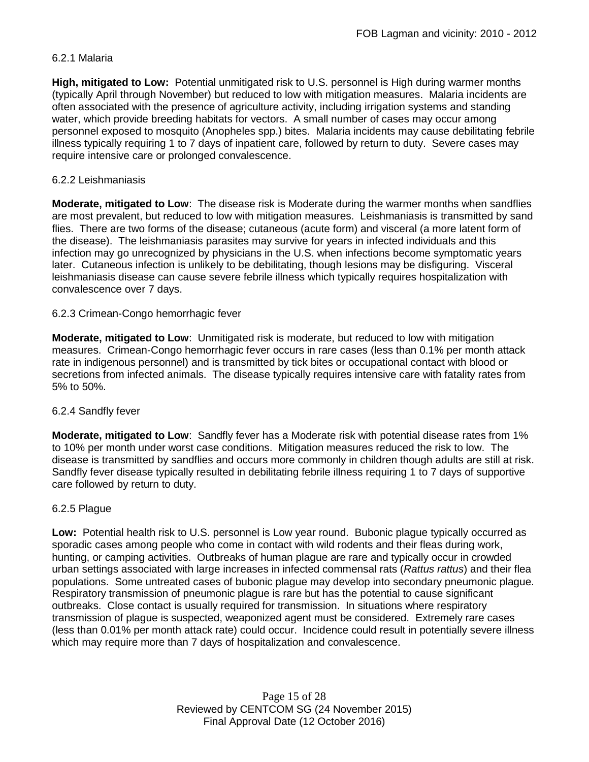6.2.1 Malaria

**High, mitigated to Low:** Potential unmitigated risk to U.S. personnel is High during warmer months (typically April through November) but reduced to low with mitigation measures. Malaria incidents are often associated with the presence of agriculture activity, including irrigation systems and standing water, which provide breeding habitats for vectors. A small number of cases may occur among personnel exposed to mosquito (Anopheles spp.) bites. Malaria incidents may cause debilitating febrile illness typically requiring 1 to 7 days of inpatient care, followed by return to duty. Severe cases may require intensive care or prolonged convalescence.

6.2.2 Leishmaniasis

**Moderate, mitigated to Low**: The disease risk is Moderate during the warmer months when sandflies are most prevalent, but reduced to low with mitigation measures. Leishmaniasis is transmitted by sand flies. There are two forms of the disease; cutaneous (acute form) and visceral (a more latent form of the disease). The leishmaniasis parasites may survive for years in infected individuals and this infection may go unrecognized by physicians in the U.S. when infections become symptomatic years later. Cutaneous infection is unlikely to be debilitating, though lesions may be disfiguring. Visceral leishmaniasis disease can cause severe febrile illness which typically requires hospitalization with convalescence over 7 days.

6.2.3 Crimean-Congo hemorrhagic fever

**Moderate, mitigated to Low**: Unmitigated risk is moderate, but reduced to low with mitigation measures. Crimean-Congo hemorrhagic fever occurs in rare cases (less than 0.1% per month attack rate in indigenous personnel) and is transmitted by tick bites or occupational contact with blood or secretions from infected animals. The disease typically requires intensive care with fatality rates from 5% to 50%.

6.2.4 Sandfly fever

**Moderate, mitigated to Low**: Sandfly fever has a Moderate risk with potential disease rates from 1% to 10% per month under worst case conditions. Mitigation measures reduced the risk to low. The disease is transmitted by sandflies and occurs more commonly in children though adults are still at risk. Sandfly fever disease typically resulted in debilitating febrile illness requiring 1 to 7 days of supportive care followed by return to duty.

6.2.5 Plague

**Low:** Potential health risk to U.S. personnel is Low year round. Bubonic plague typically occurred as sporadic cases among people who come in contact with wild rodents and their fleas during work, hunting, or camping activities. Outbreaks of human plague are rare and typically occur in crowded urban settings associated with large increases in infected commensal rats (*Rattus rattus*) and their flea populations. Some untreated cases of bubonic plague may develop into secondary pneumonic plague. Respiratory transmission of pneumonic plague is rare but has the potential to cause significant outbreaks. Close contact is usually required for transmission. In situations where respiratory transmission of plague is suspected, weaponized agent must be considered. Extremely rare cases (less than 0.01% per month attack rate) could occur. Incidence could result in potentially severe illness which may require more than 7 days of hospitalization and convalescence.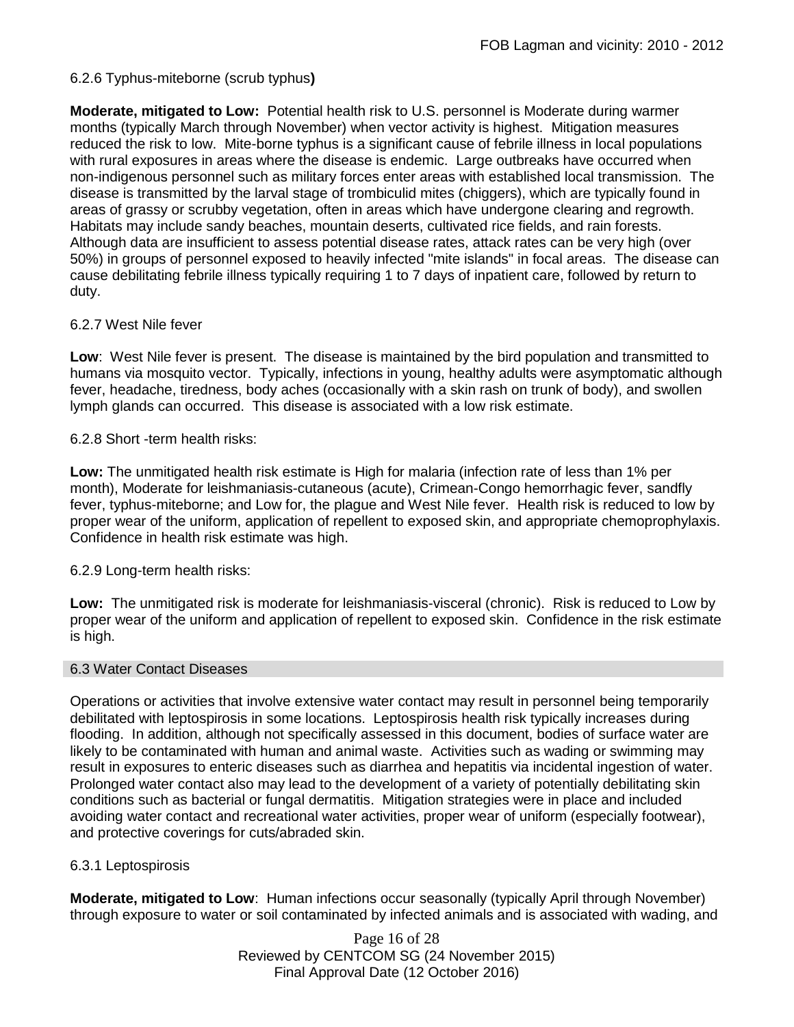#### 6.2.6 Typhus-miteborne (scrub typhus**)**

**Moderate, mitigated to Low:** Potential health risk to U.S. personnel is Moderate during warmer months (typically March through November) when vector activity is highest. Mitigation measures reduced the risk to low. Mite-borne typhus is a significant cause of febrile illness in local populations with rural exposures in areas where the disease is endemic. Large outbreaks have occurred when non-indigenous personnel such as military forces enter areas with established local transmission. The disease is transmitted by the larval stage of trombiculid mites (chiggers), which are typically found in areas of grassy or scrubby vegetation, often in areas which have undergone clearing and regrowth. Habitats may include sandy beaches, mountain deserts, cultivated rice fields, and rain forests. Although data are insufficient to assess potential disease rates, attack rates can be very high (over 50%) in groups of personnel exposed to heavily infected "mite islands" in focal areas. The disease can cause debilitating febrile illness typically requiring 1 to 7 days of inpatient care, followed by return to duty.

#### 6.2.7 West Nile fever

**Low**: West Nile fever is present. The disease is maintained by the bird population and transmitted to humans via mosquito vector. Typically, infections in young, healthy adults were asymptomatic although fever, headache, tiredness, body aches (occasionally with a skin rash on trunk of body), and swollen lymph glands can occurred. This disease is associated with a low risk estimate.

#### 6.2.8 Short -term health risks:

**Low:** The unmitigated health risk estimate is High for malaria (infection rate of less than 1% per month), Moderate for leishmaniasis-cutaneous (acute), Crimean-Congo hemorrhagic fever, sandfly fever, typhus-miteborne; and Low for, the plague and West Nile fever. Health risk is reduced to low by proper wear of the uniform, application of repellent to exposed skin, and appropriate chemoprophylaxis. Confidence in health risk estimate was high.

#### 6.2.9 Long-term health risks:

**Low:** The unmitigated risk is moderate for leishmaniasis-visceral (chronic). Risk is reduced to Low by proper wear of the uniform and application of repellent to exposed skin. Confidence in the risk estimate is high.

### 6.3 Water Contact Diseases

Operations or activities that involve extensive water contact may result in personnel being temporarily debilitated with leptospirosis in some locations. Leptospirosis health risk typically increases during flooding. In addition, although not specifically assessed in this document, bodies of surface water are likely to be contaminated with human and animal waste. Activities such as wading or swimming may result in exposures to enteric diseases such as diarrhea and hepatitis via incidental ingestion of water. Prolonged water contact also may lead to the development of a variety of potentially debilitating skin conditions such as bacterial or fungal dermatitis. Mitigation strategies were in place and included avoiding water contact and recreational water activities, proper wear of uniform (especially footwear), and protective coverings for cuts/abraded skin.

#### 6.3.1 Leptospirosis

**Moderate, mitigated to Low**: Human infections occur seasonally (typically April through November) through exposure to water or soil contaminated by infected animals and is associated with wading, and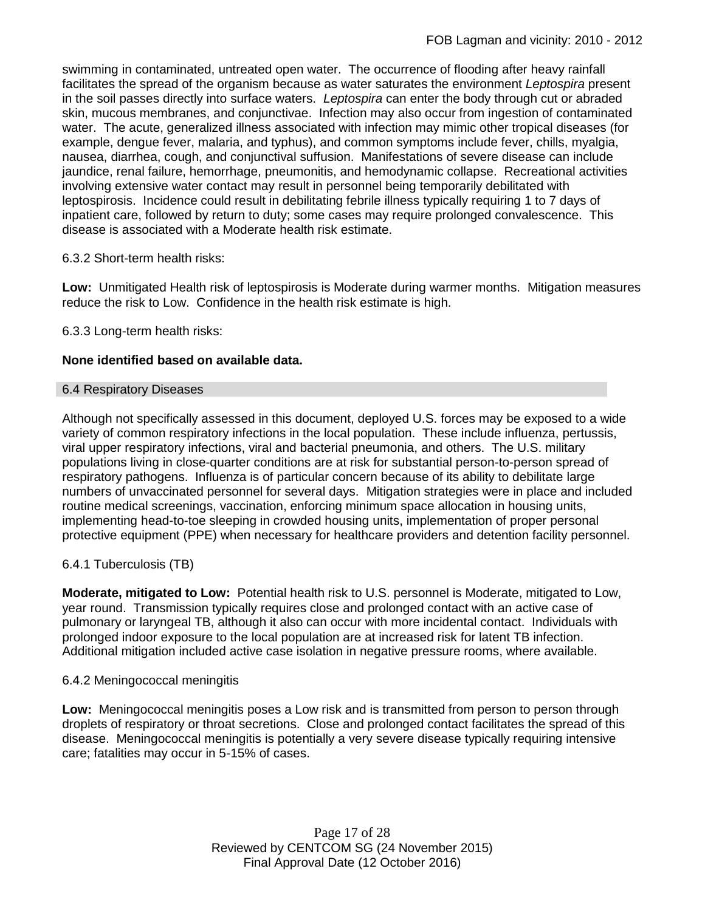swimming in contaminated, untreated open water. The occurrence of flooding after heavy rainfall facilitates the spread of the organism because as water saturates the environment *Leptospira* present in the soil passes directly into surface waters. *Leptospira* can enter the body through cut or abraded skin, mucous membranes, and conjunctivae. Infection may also occur from ingestion of contaminated water. The acute, generalized illness associated with infection may mimic other tropical diseases (for example, dengue fever, malaria, and typhus), and common symptoms include fever, chills, myalgia, nausea, diarrhea, cough, and conjunctival suffusion. Manifestations of severe disease can include jaundice, renal failure, hemorrhage, pneumonitis, and hemodynamic collapse. Recreational activities involving extensive water contact may result in personnel being temporarily debilitated with leptospirosis. Incidence could result in debilitating febrile illness typically requiring 1 to 7 days of inpatient care, followed by return to duty; some cases may require prolonged convalescence. This disease is associated with a Moderate health risk estimate.

6.3.2 Short-term health risks:

**Low:** Unmitigated Health risk of leptospirosis is Moderate during warmer months. Mitigation measures reduce the risk to Low. Confidence in the health risk estimate is high.

6.3.3 Long-term health risks:

**None identified based on available data.**

## 6.4 Respiratory Diseases

Although not specifically assessed in this document, deployed U.S. forces may be exposed to a wide variety of common respiratory infections in the local population. These include influenza, pertussis, viral upper respiratory infections, viral and bacterial pneumonia, and others. The U.S. military populations living in close-quarter conditions are at risk for substantial person-to-person spread of respiratory pathogens. Influenza is of particular concern because of its ability to debilitate large numbers of unvaccinated personnel for several days. Mitigation strategies were in place and included routine medical screenings, vaccination, enforcing minimum space allocation in housing units, implementing head-to-toe sleeping in crowded housing units, implementation of proper personal protective equipment (PPE) when necessary for healthcare providers and detention facility personnel.

### 6.4.1 Tuberculosis (TB)

**Moderate, mitigated to Low:** Potential health risk to U.S. personnel is Moderate, mitigated to Low, year round. Transmission typically requires close and prolonged contact with an active case of pulmonary or laryngeal TB, although it also can occur with more incidental contact. Individuals with prolonged indoor exposure to the local population are at increased risk for latent TB infection. Additional mitigation included active case isolation in negative pressure rooms, where available.

### 6.4.2 Meningococcal meningitis

**Low:** Meningococcal meningitis poses a Low risk and is transmitted from person to person through droplets of respiratory or throat secretions. Close and prolonged contact facilitates the spread of this disease. Meningococcal meningitis is potentially a very severe disease typically requiring intensive care; fatalities may occur in 5-15% of cases.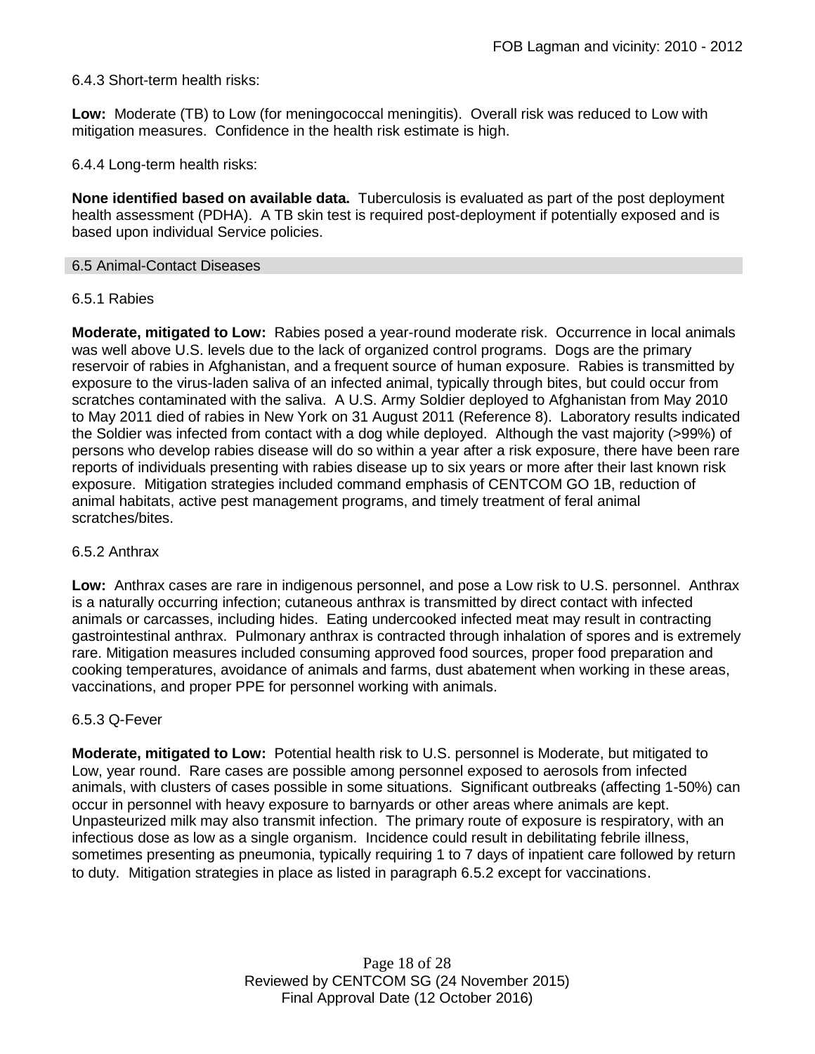6.4.3 Short-term health risks:

**Low:** Moderate (TB) to Low (for meningococcal meningitis). Overall risk was reduced to Low with mitigation measures. Confidence in the health risk estimate is high.

6.4.4 Long-term health risks:

**None identified based on available data.** Tuberculosis is evaluated as part of the post deployment health assessment (PDHA). A TB skin test is required post-deployment if potentially exposed and is based upon individual Service policies.

## 6.5 Animal-Contact Diseases

### 6.5.1 Rabies

**Moderate, mitigated to Low:** Rabies posed a year-round moderate risk. Occurrence in local animals was well above U.S. levels due to the lack of organized control programs. Dogs are the primary reservoir of rabies in Afghanistan, and a frequent source of human exposure. Rabies is transmitted by exposure to the virus-laden saliva of an infected animal, typically through bites, but could occur from scratches contaminated with the saliva. A U.S. Army Soldier deployed to Afghanistan from May 2010 to May 2011 died of rabies in New York on 31 August 2011 (Reference 8). Laboratory results indicated the Soldier was infected from contact with a dog while deployed. Although the vast majority (>99%) of persons who develop rabies disease will do so within a year after a risk exposure, there have been rare reports of individuals presenting with rabies disease up to six years or more after their last known risk exposure. Mitigation strategies included command emphasis of CENTCOM GO 1B, reduction of animal habitats, active pest management programs, and timely treatment of feral animal scratches/bites.

### 6.5.2 Anthrax

**Low:** Anthrax cases are rare in indigenous personnel, and pose a Low risk to U.S. personnel. Anthrax is a naturally occurring infection; cutaneous anthrax is transmitted by direct contact with infected animals or carcasses, including hides. Eating undercooked infected meat may result in contracting gastrointestinal anthrax. Pulmonary anthrax is contracted through inhalation of spores and is extremely rare. Mitigation measures included consuming approved food sources, proper food preparation and cooking temperatures, avoidance of animals and farms, dust abatement when working in these areas, vaccinations, and proper PPE for personnel working with animals.

### 6.5.3 Q-Fever

**Moderate, mitigated to Low:** Potential health risk to U.S. personnel is Moderate, but mitigated to Low, year round. Rare cases are possible among personnel exposed to aerosols from infected animals, with clusters of cases possible in some situations. Significant outbreaks (affecting 1-50%) can occur in personnel with heavy exposure to barnyards or other areas where animals are kept. Unpasteurized milk may also transmit infection. The primary route of exposure is respiratory, with an infectious dose as low as a single organism. Incidence could result in debilitating febrile illness, sometimes presenting as pneumonia, typically requiring 1 to 7 days of inpatient care followed by return to duty. Mitigation strategies in place as listed in paragraph 6.5.2 except for vaccinations.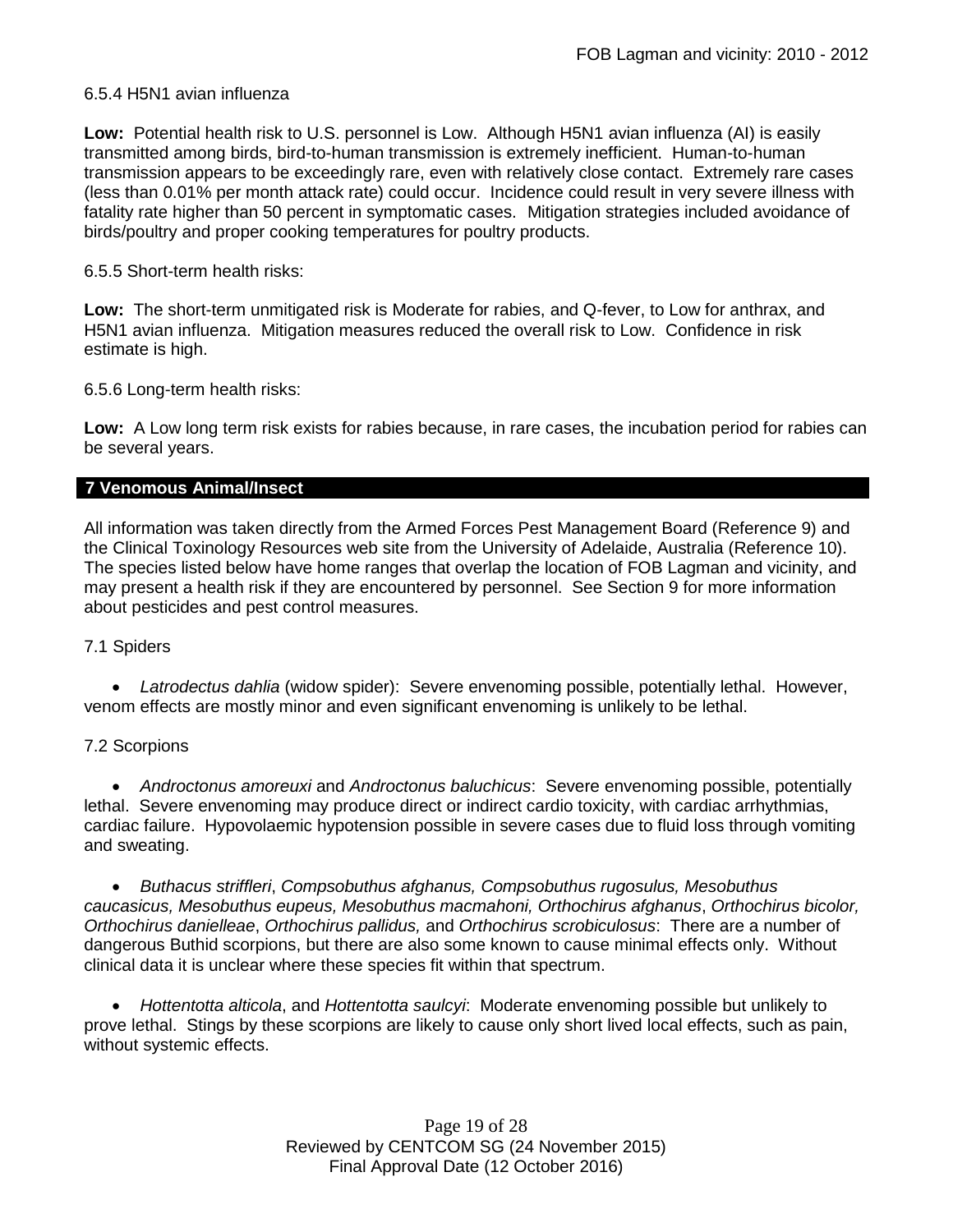6.5.4 H5N1 avian influenza

**Low:** Potential health risk to U.S. personnel is Low. Although H5N1 avian influenza (AI) is easily transmitted among birds, bird-to-human transmission is extremely inefficient. Human-to-human transmission appears to be exceedingly rare, even with relatively close contact. Extremely rare cases (less than 0.01% per month attack rate) could occur. Incidence could result in very severe illness with fatality rate higher than 50 percent in symptomatic cases. Mitigation strategies included avoidance of birds/poultry and proper cooking temperatures for poultry products.

6.5.5 Short-term health risks:

**Low:** The short-term unmitigated risk is Moderate for rabies, and Q-fever, to Low for anthrax, and H5N1 avian influenza. Mitigation measures reduced the overall risk to Low. Confidence in risk estimate is high.

6.5.6 Long-term health risks:

**Low:** A Low long term risk exists for rabies because, in rare cases, the incubation period for rabies can be several years.

## 7 Venomous Animal/Insect

All information was taken directly from the Armed Forces Pest Management Board (Reference 9) and the Clinical Toxinology Resources web site from the University of Adelaide, Australia (Reference 10). The species listed below have home ranges that overlap the location of FOB Lagman and vicinity, and may present a health risk if they are encountered by personnel. See Section 9 for more information about pesticides and pest control measures.

7.1 Spiders

- *Latrodectus dahlia* (widow spider): Severe envenoming possible, potentially lethal. However, venom effects are mostly minor and even significant envenoming is unlikely to be lethal.

7.2 Scorpions

- *Androctonus amoreuxi* and *Androctonus baluchicus*: Severe envenoming possible, potentially lethal. Severe envenoming may produce direct or indirect cardio toxicity, with cardiac arrhythmias, cardiac failure. Hypovolaemic hypotension possible in severe cases due to fluid loss through vomiting and sweating.

- *Buthacus striffleri*, *Compsobuthus afghanus, Compsobuthus rugosulus, Mesobuthus caucasicus, Mesobuthus eupeus, Mesobuthus macmahoni, Orthochirus afghanus*, *Orthochirus bicolor, Orthochirus danielleae*, *Orthochirus pallidus,* and *Orthochirus scrobiculosus*: There are a number of dangerous Buthid scorpions, but there are also some known to cause minimal effects only. Without clinical data it is unclear where these species fit within that spectrum.

- *Hottentotta alticola*, and *Hottentotta saulcyi*: Moderate envenoming possible but unlikely to prove lethal. Stings by these scorpions are likely to cause only short lived local effects, such as pain, without systemic effects.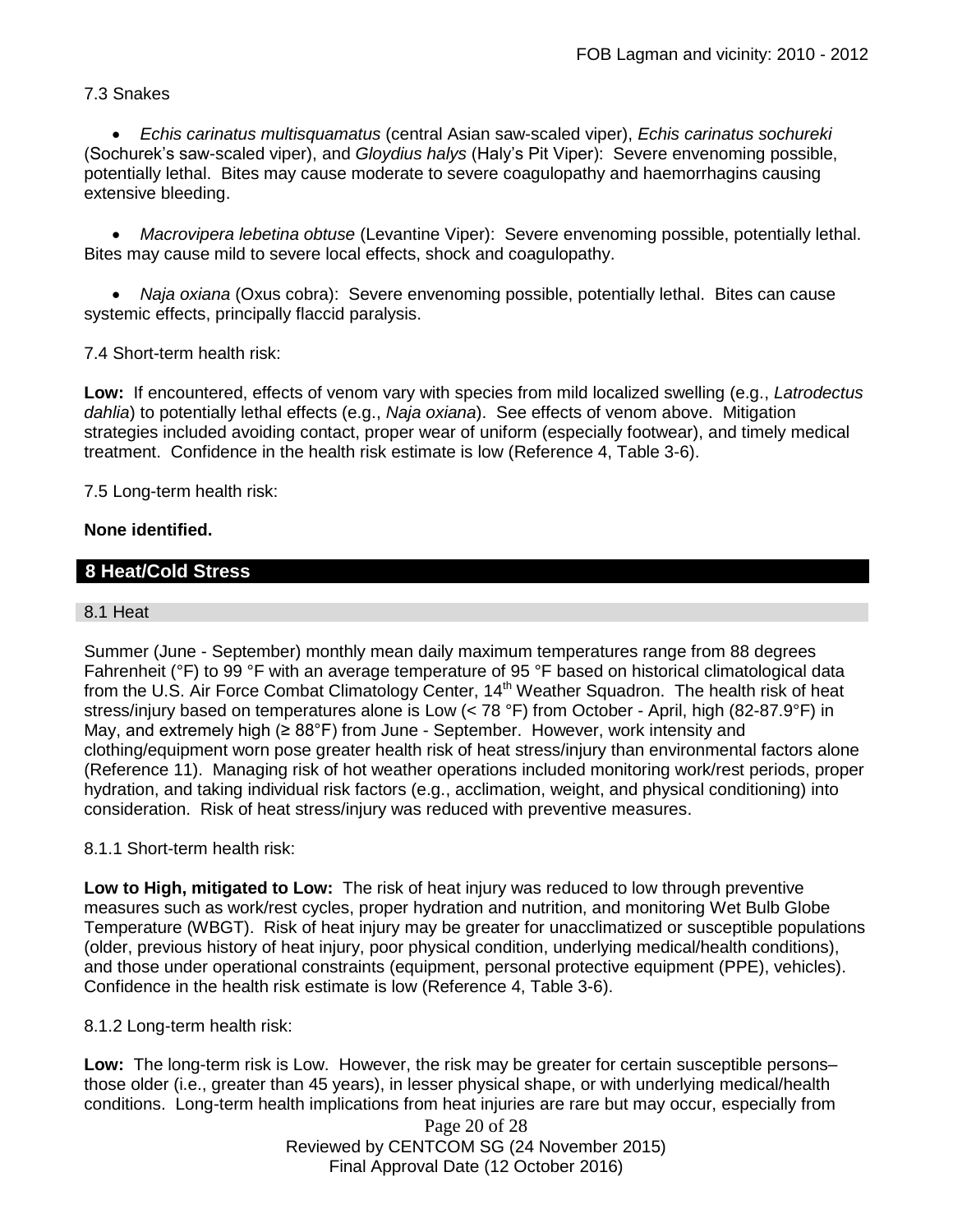7.3 Snakes

- *Echis carinatus multisquamatus* (central Asian saw-scaled viper), *Echis carinatus sochureki* (Sochurek's saw-scaled viper), and *Gloydius halys* (Haly's Pit Viper): Severe envenoming possible, potentially lethal. Bites may cause moderate to severe coagulopathy and haemorrhagins causing extensive bleeding.

- *Macrovipera lebetina obtuse* (Levantine Viper): Severe envenoming possible, potentially lethal. Bites may cause mild to severe local effects, shock and coagulopathy.

- *Naja oxiana* (Oxus cobra): Severe envenoming possible, potentially lethal. Bites can cause systemic effects, principally flaccid paralysis.

7.4 Short-term health risk:

**Low:** If encountered, effects of venom vary with species from mild localized swelling (e.g., *Latrodectus dahlia*) to potentially lethal effects (e.g., *Naja oxiana*). See effects of venom above. Mitigation strategies included avoiding contact, proper wear of uniform (especially footwear), and timely medical treatment. Confidence in the health risk estimate is low (Reference 4, Table 3-6).

7.5 Long-term health risk:

**None identified.**

## 8 Heat/Cold Stress

### 8.1 Heat

Summer (June - September) monthly mean daily maximum temperatures range from 88 degrees Fahrenheit (°F) to 99 °F with an average temperature of 95 °F based on historical climatological data from the U.S. Air Force Combat Climatology Center, 14th Weather Squadron. The health risk of heat stress/injury based on temperatures alone is Low (< 78 °F) from October - April, high (82-87.9°F) in May, and extremely high (≥ 88°F) from June - September. However, work intensity and clothing/equipment worn pose greater health risk of heat stress/injury than environmental factors alone (Reference 11). Managing risk of hot weather operations included monitoring work/rest periods, proper hydration, and taking individual risk factors (e.g., acclimation, weight, and physical conditioning) into consideration. Risk of heat stress/injury was reduced with preventive measures.

8.1.1 Short-term health risk:

**Low to High, mitigated to Low:** The risk of heat injury was reduced to low through preventive measures such as work/rest cycles, proper hydration and nutrition, and monitoring Wet Bulb Globe Temperature (WBGT). Risk of heat injury may be greater for unacclimatized or susceptible populations (older, previous history of heat injury, poor physical condition, underlying medical/health conditions), and those under operational constraints (equipment, personal protective equipment (PPE), vehicles). Confidence in the health risk estimate is low (Reference 4, Table 3-6).

8.1.2 Long-term health risk:

**Low:** The long-term risk is Low. However, the risk may be greater for certain susceptible persons– those older (i.e., greater than 45 years), in lesser physical shape, or with underlying medical/health conditions. Long-term health implications from heat injuries are rare but may occur, especially from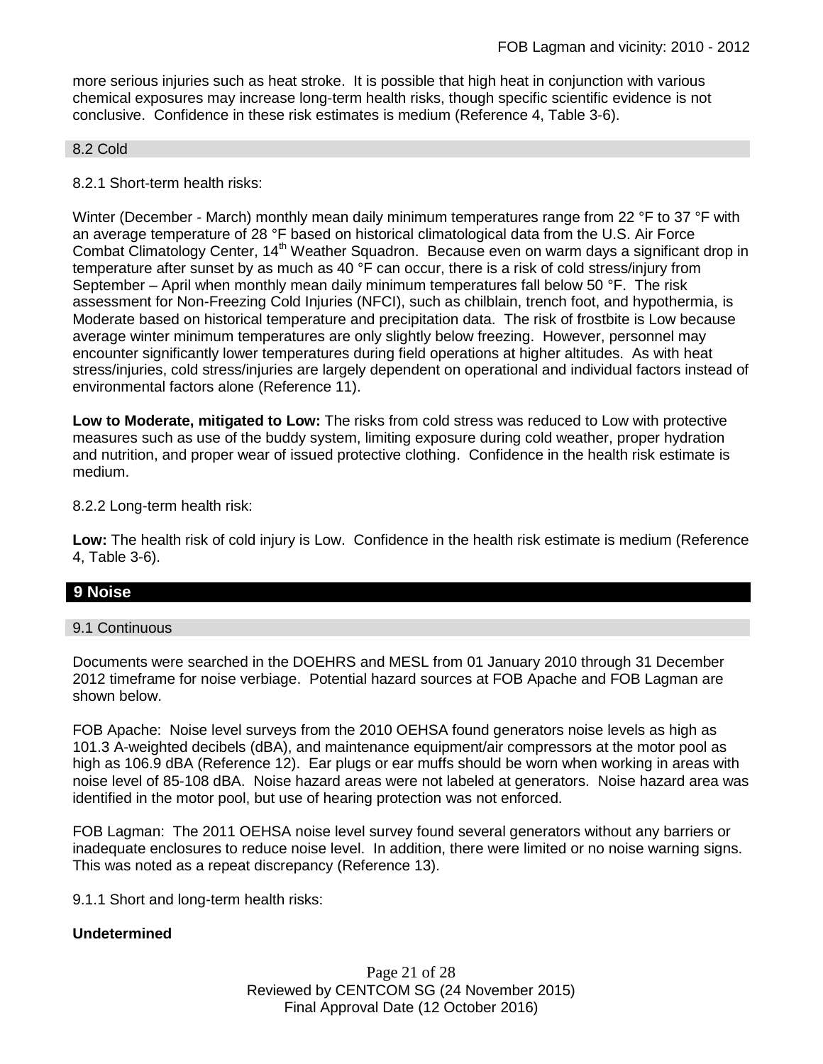more serious injuries such as heat stroke. It is possible that high heat in conjunction with various chemical exposures may increase long-term health risks, though specific scientific evidence is not conclusive. Confidence in these risk estimates is medium (Reference 4, Table 3-6).

### 8.2 Cold

8.2.1 Short-term health risks:

Winter (December - March) monthly mean daily minimum temperatures range from 22 °F to 37 °F with an average temperature of 28 °F based on historical climatological data from the U.S. Air Force Combat Climatology Center, 14th Weather Squadron. Because even on warm days a significant drop in temperature after sunset by as much as 40 °F can occur, there is a risk of cold stress/injury from September – April when monthly mean daily minimum temperatures fall below 50 °F. The risk assessment for Non-Freezing Cold Injuries (NFCI), such as chilblain, trench foot, and hypothermia, is Moderate based on historical temperature and precipitation data. The risk of frostbite is Low because average winter minimum temperatures are only slightly below freezing. However, personnel may encounter significantly lower temperatures during field operations at higher altitudes. As with heat stress/injuries, cold stress/injuries are largely dependent on operational and individual factors instead of environmental factors alone (Reference 11).

**Low to Moderate, mitigated to Low:** The risks from cold stress was reduced to Low with protective measures such as use of the buddy system, limiting exposure during cold weather, proper hydration and nutrition, and proper wear of issued protective clothing. Confidence in the health risk estimate is medium.

8.2.2 Long-term health risk:

**Low:** The health risk of cold injury is Low. Confidence in the health risk estimate is medium (Reference 4, Table 3-6).

## 9 Noise

### 9.1 Continuous

Documents were searched in the DOEHRS and MESL from 01 January 2010 through 31 December 2012 timeframe for noise verbiage. Potential hazard sources at FOB Apache and FOB Lagman are shown below.

FOB Apache: Noise level surveys from the 2010 OEHSA found generators noise levels as high as 101.3 A-weighted decibels (dBA), and maintenance equipment/air compressors at the motor pool as high as 106.9 dBA (Reference 12). Ear plugs or ear muffs should be worn when working in areas with noise level of 85-108 dBA. Noise hazard areas were not labeled at generators. Noise hazard area was identified in the motor pool, but use of hearing protection was not enforced.

FOB Lagman: The 2011 OEHSA noise level survey found several generators without any barriers or inadequate enclosures to reduce noise level. In addition, there were limited or no noise warning signs. This was noted as a repeat discrepancy (Reference 13).

9.1.1 Short and long-term health risks:

**Undetermined**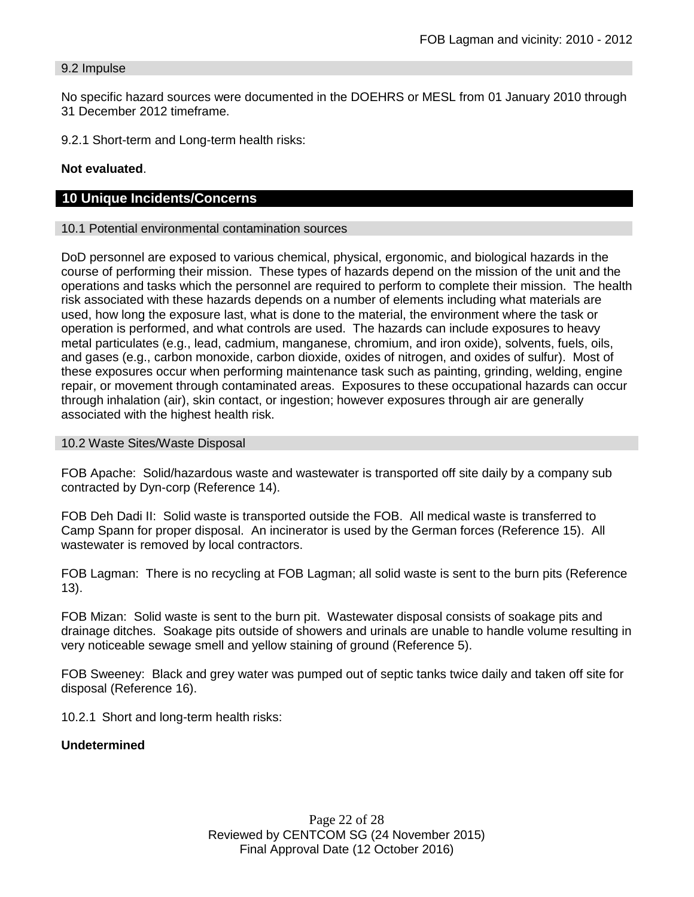### 9.2 Impulse

No specific hazard sources were documented in the DOEHRS or MESL from 01 January 2010 through 31 December 2012 timeframe.

9.2.1 Short-term and Long-term health risks:

**Not evaluated**.

## 10 Unique Incidents/Concerns

### 10.1 Potential environmental contamination sources

DoD personnel are exposed to various chemical, physical, ergonomic, and biological hazards in the course of performing their mission. These types of hazards depend on the mission of the unit and the operations and tasks which the personnel are required to perform to complete their mission. The health risk associated with these hazards depends on a number of elements including what materials are used, how long the exposure last, what is done to the material, the environment where the task or operation is performed, and what controls are used. The hazards can include exposures to heavy metal particulates (e.g., lead, cadmium, manganese, chromium, and iron oxide), solvents, fuels, oils, and gases (e.g., carbon monoxide, carbon dioxide, oxides of nitrogen, and oxides of sulfur). Most of these exposures occur when performing maintenance task such as painting, grinding, welding, engine repair, or movement through contaminated areas. Exposures to these occupational hazards can occur through inhalation (air), skin contact, or ingestion; however exposures through air are generally associated with the highest health risk.

### 10.2 Waste Sites/Waste Disposal

FOB Apache: Solid/hazardous waste and wastewater is transported off site daily by a company sub contracted by Dyn-corp (Reference 14).

FOB Deh Dadi II: Solid waste is transported outside the FOB. All medical waste is transferred to Camp Spann for proper disposal. An incinerator is used by the German forces (Reference 15). All wastewater is removed by local contractors.

FOB Lagman: There is no recycling at FOB Lagman; all solid waste is sent to the burn pits (Reference 13).

FOB Mizan: Solid waste is sent to the burn pit. Wastewater disposal consists of soakage pits and drainage ditches. Soakage pits outside of showers and urinals are unable to handle volume resulting in very noticeable sewage smell and yellow staining of ground (Reference 5).

FOB Sweeney: Black and grey water was pumped out of septic tanks twice daily and taken off site for disposal (Reference 16).

10.2.1 Short and long-term health risks:

**Undetermined**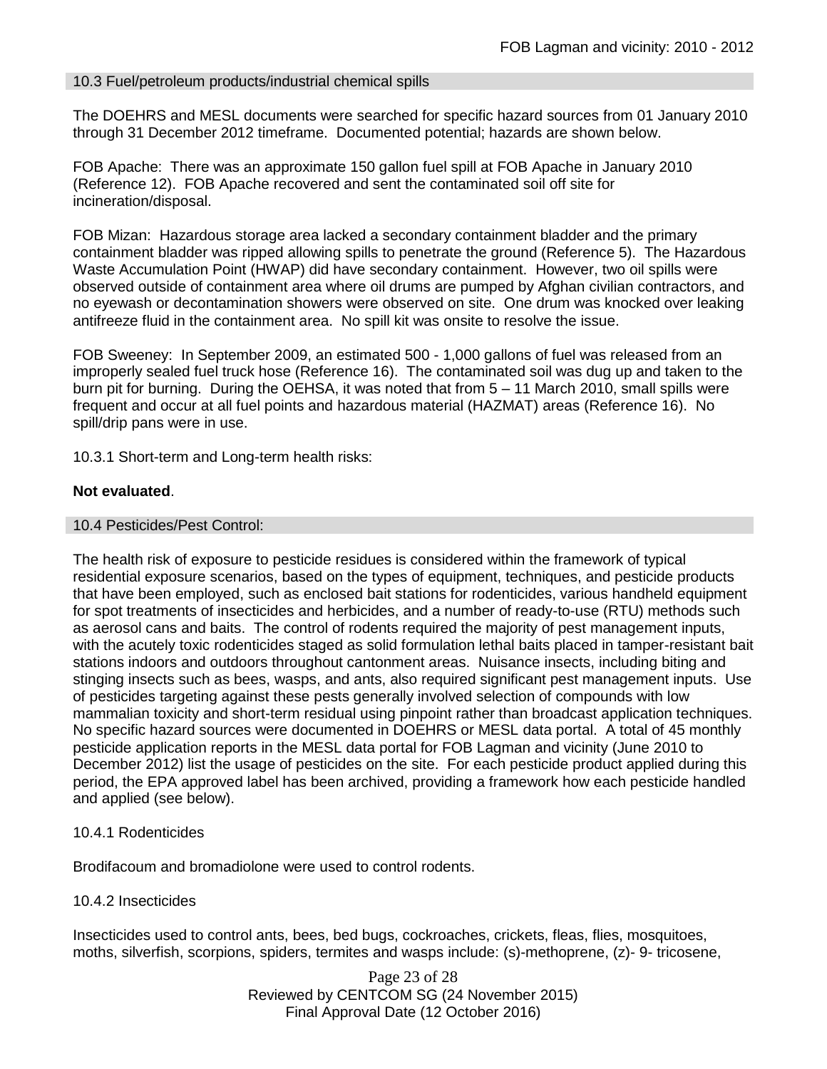### 10.3 Fuel/petroleum products/industrial chemical spills

The DOEHRS and MESL documents were searched for specific hazard sources from 01 January 2010 through 31 December 2012 timeframe. Documented potential; hazards are shown below.

FOB Apache: There was an approximate 150 gallon fuel spill at FOB Apache in January 2010 (Reference 12). FOB Apache recovered and sent the contaminated soil off site for incineration/disposal.

FOB Mizan: Hazardous storage area lacked a secondary containment bladder and the primary containment bladder was ripped allowing spills to penetrate the ground (Reference 5). The Hazardous Waste Accumulation Point (HWAP) did have secondary containment. However, two oil spills were observed outside of containment area where oil drums are pumped by Afghan civilian contractors, and no eyewash or decontamination showers were observed on site. One drum was knocked over leaking antifreeze fluid in the containment area. No spill kit was onsite to resolve the issue.

FOB Sweeney: In September 2009, an estimated 500 - 1,000 gallons of fuel was released from an improperly sealed fuel truck hose (Reference 16). The contaminated soil was dug up and taken to the burn pit for burning. During the OEHSA, it was noted that from 5 – 11 March 2010, small spills were frequent and occur at all fuel points and hazardous material (HAZMAT) areas (Reference 16). No spill/drip pans were in use.

10.3.1 Short-term and Long-term health risks:

**Not evaluated**.

### 10.4 Pesticides/Pest Control:

The health risk of exposure to pesticide residues is considered within the framework of typical residential exposure scenarios, based on the types of equipment, techniques, and pesticide products that have been employed, such as enclosed bait stations for rodenticides, various handheld equipment for spot treatments of insecticides and herbicides, and a number of ready-to-use (RTU) methods such as aerosol cans and baits. The control of rodents required the majority of pest management inputs, with the acutely toxic rodenticides staged as solid formulation lethal baits placed in tamper-resistant bait stations indoors and outdoors throughout cantonment areas. Nuisance insects, including biting and stinging insects such as bees, wasps, and ants, also required significant pest management inputs. Use of pesticides targeting against these pests generally involved selection of compounds with low mammalian toxicity and short-term residual using pinpoint rather than broadcast application techniques. No specific hazard sources were documented in DOEHRS or MESL data portal. A total of 45 monthly pesticide application reports in the MESL data portal for FOB Lagman and vicinity (June 2010 to December 2012) list the usage of pesticides on the site. For each pesticide product applied during this period, the EPA approved label has been archived, providing a framework how each pesticide handled and applied (see below).

10.4.1 Rodenticides

Brodifacoum and bromadiolone were used to control rodents.

10.4.2 Insecticides

Insecticides used to control ants, bees, bed bugs, cockroaches, crickets, fleas, flies, mosquitoes, moths, silverfish, scorpions, spiders, termites and wasps include: (s)-methoprene, (z)- 9- tricosene,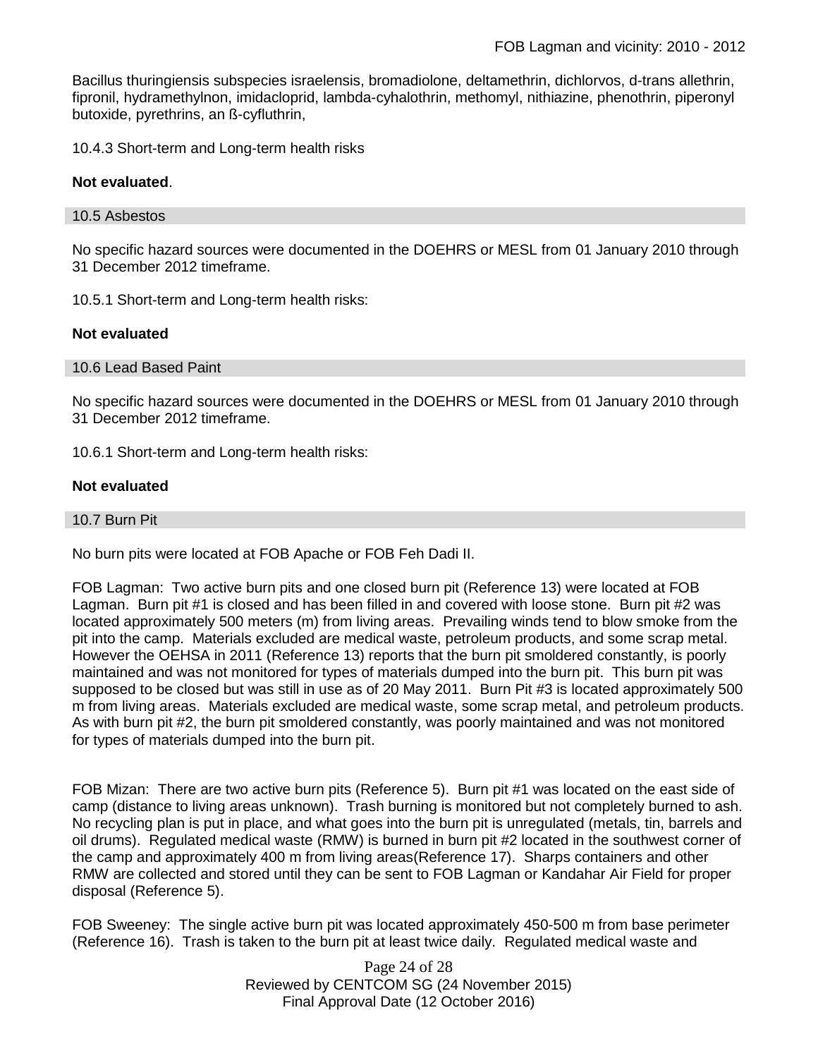Bacillus thuringiensis subspecies israelensis, bromadiolone, deltamethrin, dichlorvos, d-trans allethrin, fipronil, hydramethylnon, imidacloprid, lambda-cyhalothrin, methomyl, nithiazine, phenothrin, piperonyl butoxide, pyrethrins, an ß-cyfluthrin,

10.4.3 Short-term and Long-term health risks

**Not evaluated**.

## 10.5 Asbestos

No specific hazard sources were documented in the DOEHRS or MESL from 01 January 2010 through 31 December 2012 timeframe.

10.5.1 Short-term and Long-term health risks:

**Not evaluated**

## 10.6 Lead Based Paint

No specific hazard sources were documented in the DOEHRS or MESL from 01 January 2010 through 31 December 2012 timeframe.

10.6.1 Short-term and Long-term health risks:

**Not evaluated**

## 10.7 Burn Pit

No burn pits were located at FOB Apache or FOB Feh Dadi II.

FOB Lagman: Two active burn pits and one closed burn pit (Reference 13) were located at FOB Lagman. Burn pit #1 is closed and has been filled in and covered with loose stone. Burn pit #2 was located approximately 500 meters (m) from living areas. Prevailing winds tend to blow smoke from the pit into the camp. Materials excluded are medical waste, petroleum products, and some scrap metal. However the OEHSA in 2011 (Reference 13) reports that the burn pit smoldered constantly, is poorly maintained and was not monitored for types of materials dumped into the burn pit. This burn pit was supposed to be closed but was still in use as of 20 May 2011. Burn Pit #3 is located approximately 500 m from living areas. Materials excluded are medical waste, some scrap metal, and petroleum products. As with burn pit #2, the burn pit smoldered constantly, was poorly maintained and was not monitored for types of materials dumped into the burn pit.

FOB Mizan: There are two active burn pits (Reference 5). Burn pit #1 was located on the east side of camp (distance to living areas unknown). Trash burning is monitored but not completely burned to ash. No recycling plan is put in place, and what goes into the burn pit is unregulated (metals, tin, barrels and oil drums). Regulated medical waste (RMW) is burned in burn pit #2 located in the southwest corner of the camp and approximately 400 m from living areas(Reference 17). Sharps containers and other RMW are collected and stored until they can be sent to FOB Lagman or Kandahar Air Field for proper disposal (Reference 5).

FOB Sweeney: The single active burn pit was located approximately 450-500 m from base perimeter (Reference 16). Trash is taken to the burn pit at least twice daily. Regulated medical waste and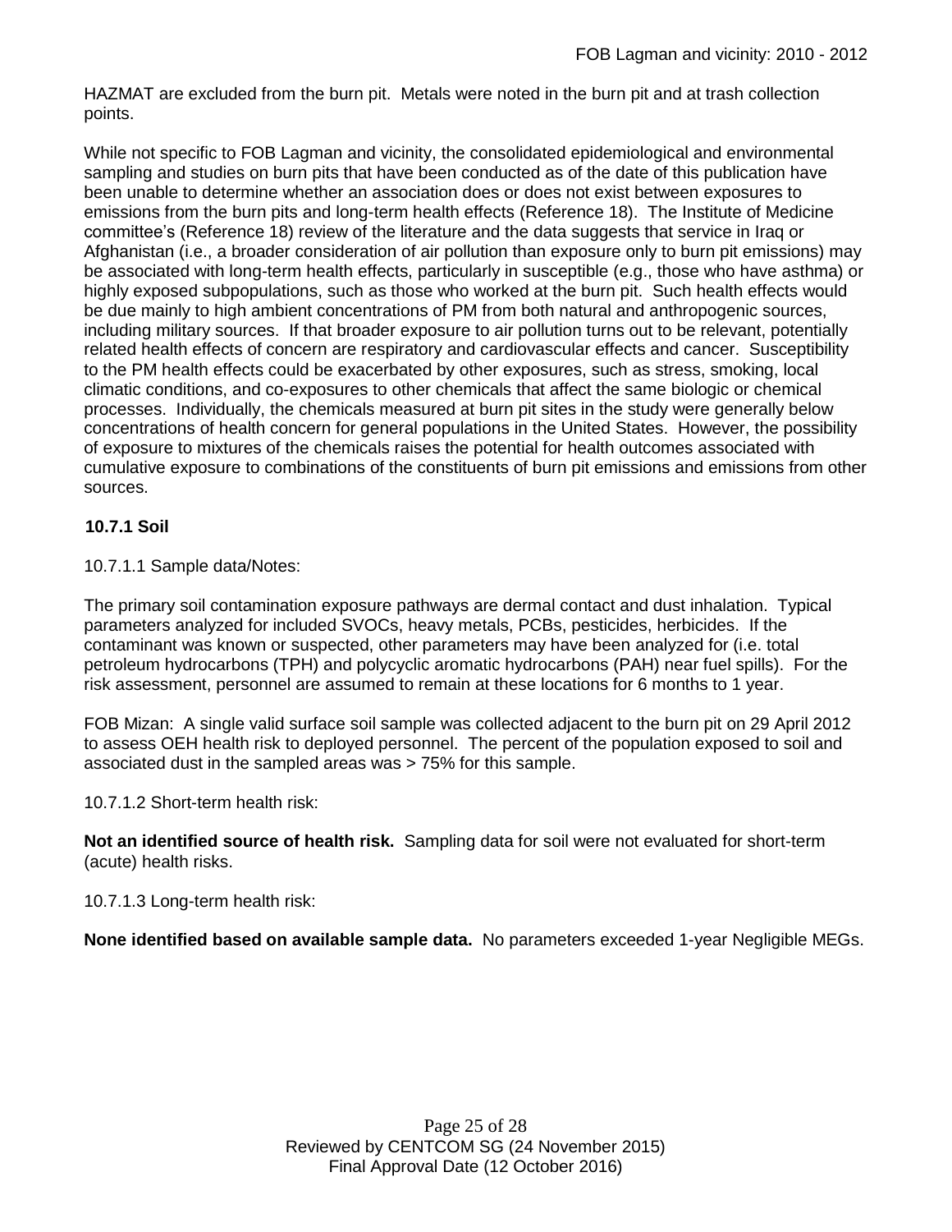HAZMAT are excluded from the burn pit. Metals were noted in the burn pit and at trash collection points.

While not specific to FOB Lagman and vicinity, the consolidated epidemiological and environmental sampling and studies on burn pits that have been conducted as of the date of this publication have been unable to determine whether an association does or does not exist between exposures to emissions from the burn pits and long-term health effects (Reference 18). The Institute of Medicine committee's (Reference 18) review of the literature and the data suggests that service in Iraq or Afghanistan (i.e., a broader consideration of air pollution than exposure only to burn pit emissions) may be associated with long-term health effects, particularly in susceptible (e.g., those who have asthma) or highly exposed subpopulations, such as those who worked at the burn pit. Such health effects would be due mainly to high ambient concentrations of PM from both natural and anthropogenic sources, including military sources. If that broader exposure to air pollution turns out to be relevant, potentially related health effects of concern are respiratory and cardiovascular effects and cancer. Susceptibility to the PM health effects could be exacerbated by other exposures, such as stress, smoking, local climatic conditions, and co-exposures to other chemicals that affect the same biologic or chemical processes. Individually, the chemicals measured at burn pit sites in the study were generally below concentrations of health concern for general populations in the United States. However, the possibility of exposure to mixtures of the chemicals raises the potential for health outcomes associated with cumulative exposure to combinations of the constituents of burn pit emissions and emissions from other sources.

### 10.7.1 Soil

10.7.1.1 Sample data/Notes:

The primary soil contamination exposure pathways are dermal contact and dust inhalation. Typical parameters analyzed for included SVOCs, heavy metals, PCBs, pesticides, herbicides. If the contaminant was known or suspected, other parameters may have been analyzed for (i.e. total petroleum hydrocarbons (TPH) and polycyclic aromatic hydrocarbons (PAH) near fuel spills). For the risk assessment, personnel are assumed to remain at these locations for 6 months to 1 year.

FOB Mizan: A single valid surface soil sample was collected adjacent to the burn pit on 29 April 2012 to assess OEH health risk to deployed personnel. The percent of the population exposed to soil and associated dust in the sampled areas was > 75% for this sample.

10.7.1.2 Short-term health risk:

**Not an identified source of health risk.** Sampling data for soil were not evaluated for short-term (acute) health risks.

10.7.1.3 Long-term health risk:

**None identified based on available sample data.** No parameters exceeded 1-year Negligible MEGs.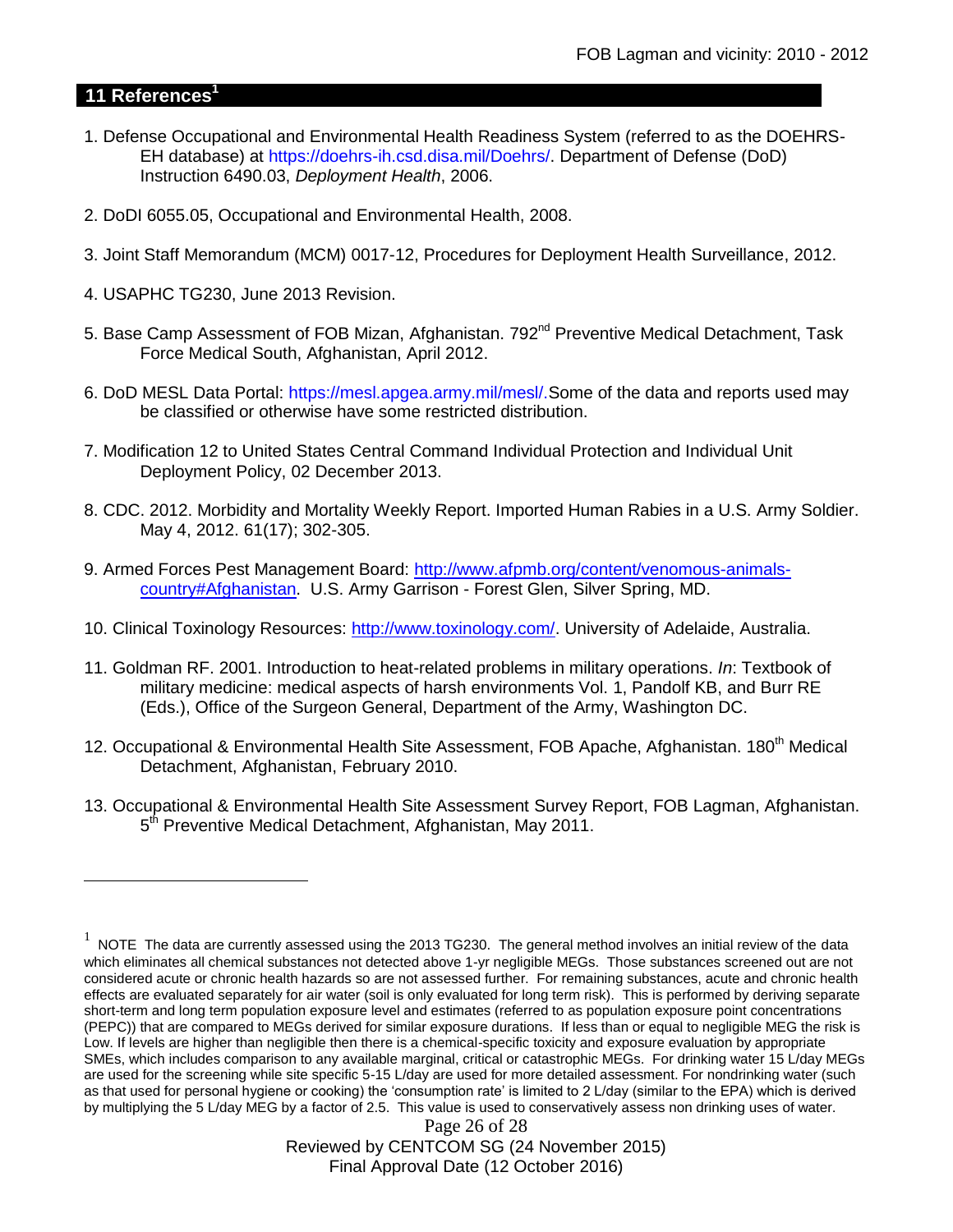## 11 References[1]

1. Defense Occupational and Environmental Health Readiness System (referred to as the DOEHRS-EH database) at https://doehrs-ih.csd.disa.mil/Doehrs/. Department of Defense (DoD) Instruction 6490.03, *Deployment Health*, 2006.

2. DoDI 6055.05, Occupational and Environmental Health, 2008.

3. Joint Staff Memorandum (MCM) 0017-12, Procedures for Deployment Health Surveillance, 2012.

4. USAPHC TG230, June 2013 Revision.

5. Base Camp Assessment of FOB Mizan, Afghanistan. 792nd Preventive Medical Detachment, Task Force Medical South, Afghanistan, April 2012.

6. DoD MESL Data Portal: https://mesl.apgea.army.mil/mesl/.Some of the data and reports used may be classified or otherwise have some restricted distribution.

7. Modification 12 to United States Central Command Individual Protection and Individual Unit Deployment Policy, 02 December 2013.

8. CDC. 2012. Morbidity and Mortality Weekly Report. Imported Human Rabies in a U.S. Army Soldier. May 4, 2012. 61(17); 302-305.

9. Armed Forces Pest Management Board: http://www.afpmb.org/content/venomous-animals-country#Afghanistan. U.S. Army Garrison - Forest Glen, Silver Spring, MD.

10. Clinical Toxinology Resources: http://www.toxinology.com/. University of Adelaide, Australia.

11. Goldman RF. 2001. Introduction to heat-related problems in military operations. *In*: Textbook of military medicine: medical aspects of harsh environments Vol. 1, Pandolf KB, and Burr RE (Eds.), Office of the Surgeon General, Department of the Army, Washington DC.

12. Occupational & Environmental Health Site Assessment, FOB Apache, Afghanistan. 180th Medical Detachment, Afghanistan, February 2010.

13. Occupational & Environmental Health Site Assessment Survey Report, FOB Lagman, Afghanistan. 5th Preventive Medical Detachment, Afghanistan, May 2011.

---

[1] NOTE The data are currently assessed using the 2013 TG230. The general method involves an initial review of the data which eliminates all chemical substances not detected above 1-yr negligible MEGs. Those substances screened out are not considered acute or chronic health hazards so are not assessed further. For remaining substances, acute and chronic health effects are evaluated separately for air water (soil is only evaluated for long term risk). This is performed by deriving separate short-term and long term population exposure level and estimates (referred to as population exposure point concentrations (PEPC)) that are compared to MEGs derived for similar exposure durations. If less than or equal to negligible MEG the risk is Low. If levels are higher than negligible then there is a chemical-specific toxicity and exposure evaluation by appropriate SMEs, which includes comparison to any available marginal, critical or catastrophic MEGs. For drinking water 15 L/day MEGs are used for the screening while site specific 5-15 L/day are used for more detailed assessment. For nondrinking water (such as that used for personal hygiene or cooking) the 'consumption rate' is limited to 2 L/day (similar to the EPA) which is derived by multiplying the 5 L/day MEG by a factor of 2.5. This value is used to conservatively assess non drinking uses of water.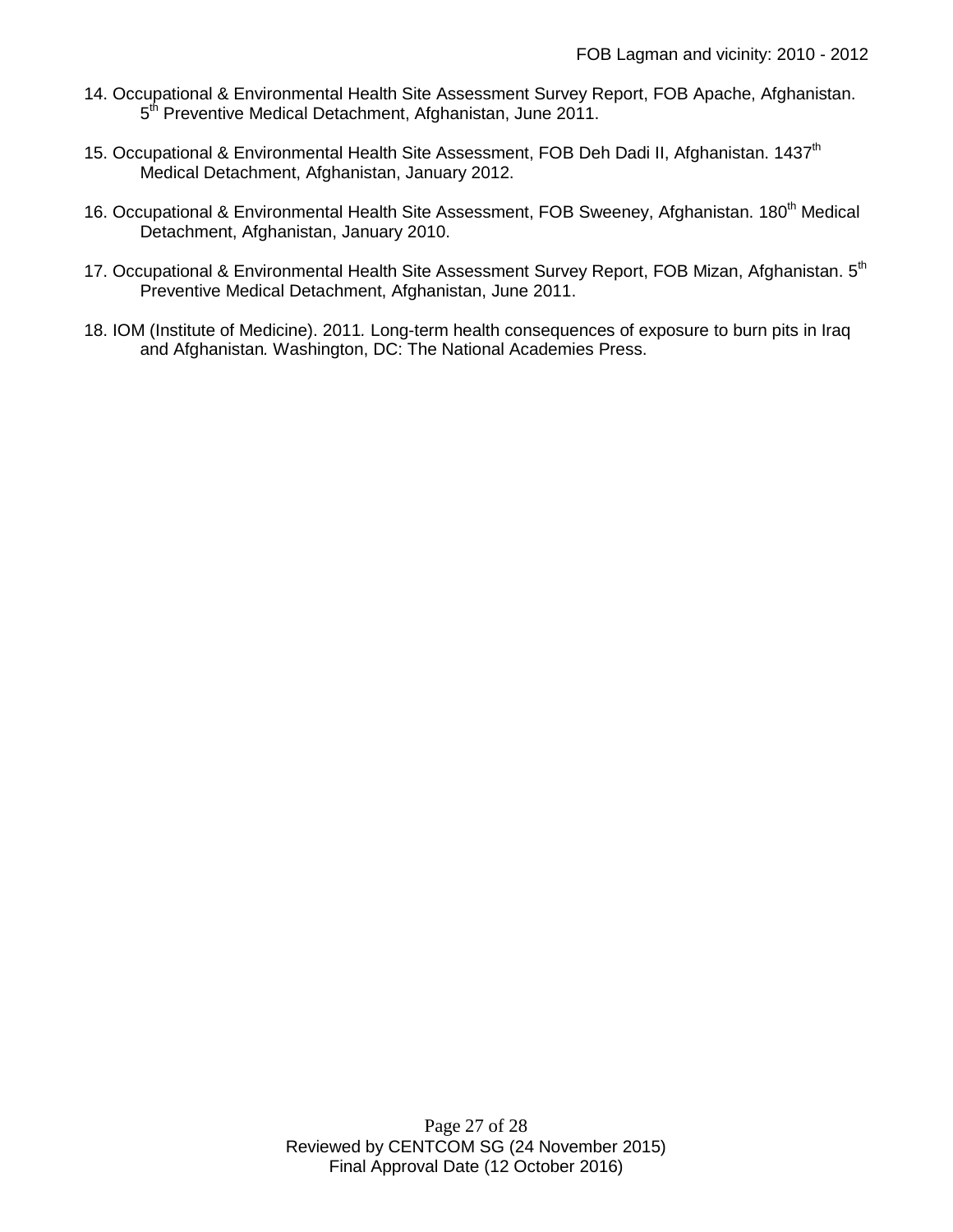14. Occupational & Environmental Health Site Assessment Survey Report, FOB Apache, Afghanistan. 5th Preventive Medical Detachment, Afghanistan, June 2011.

15. Occupational & Environmental Health Site Assessment, FOB Deh Dadi II, Afghanistan. 1437th Medical Detachment, Afghanistan, January 2012.

16. Occupational & Environmental Health Site Assessment, FOB Sweeney, Afghanistan. 180th Medical Detachment, Afghanistan, January 2010.

17. Occupational & Environmental Health Site Assessment Survey Report, FOB Mizan, Afghanistan. 5th Preventive Medical Detachment, Afghanistan, June 2011.

18. IOM (Institute of Medicine). 2011. Long-term health consequences of exposure to burn pits in Iraq and Afghanistan. Washington, DC: The National Academies Press.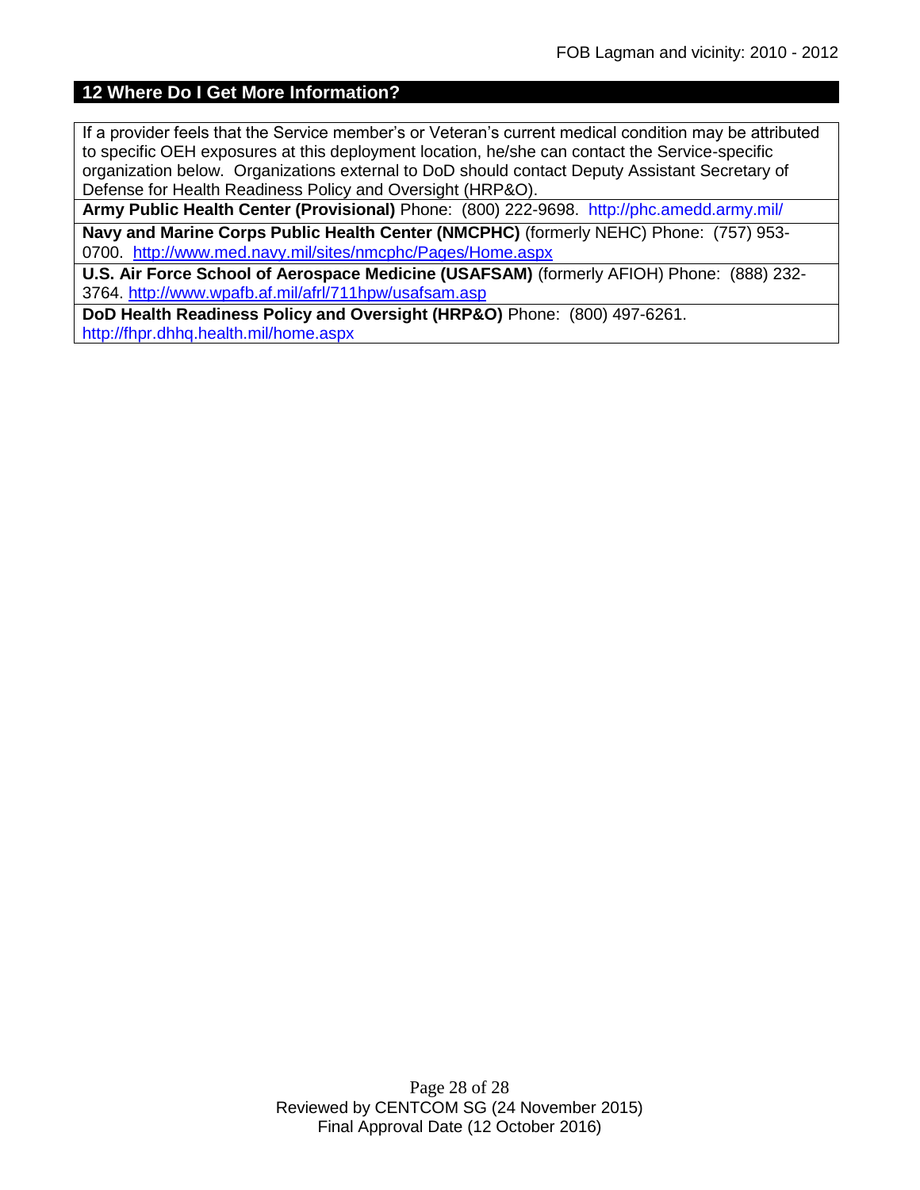## 12 Where Do I Get More Information?

| |
|---|
| If a provider feels that the Service member's or Veteran's current medical condition may be attributed to specific OEH exposures at this deployment location, he/she can contact the Service-specific organization below. Organizations external to DoD should contact Deputy Assistant Secretary of Defense for Health Readiness Policy and Oversight (HRP&O). |
| **Army Public Health Center (Provisional)** Phone: (800) 222-9698. http://phc.amedd.army.mil/ |
| **Navy and Marine Corps Public Health Center (NMCPHC)** (formerly NEHC) Phone: (757) 953-0700. http://www.med.navy.mil/sites/nmcphc/Pages/Home.aspx |
| **U.S. Air Force School of Aerospace Medicine (USAFSAM)** (formerly AFIOH) Phone: (888) 232-3764. http://www.wpafb.af.mil/afrl/711hpw/usafsam.asp |
| **DoD Health Readiness Policy and Oversight (HRP&O)** Phone: (800) 497-6261. http://fhpr.dhhq.health.mil/home.aspx |

Reviewed by CENTCOM SG (24 November 2015)
Final Approval Date (12 October 2016)